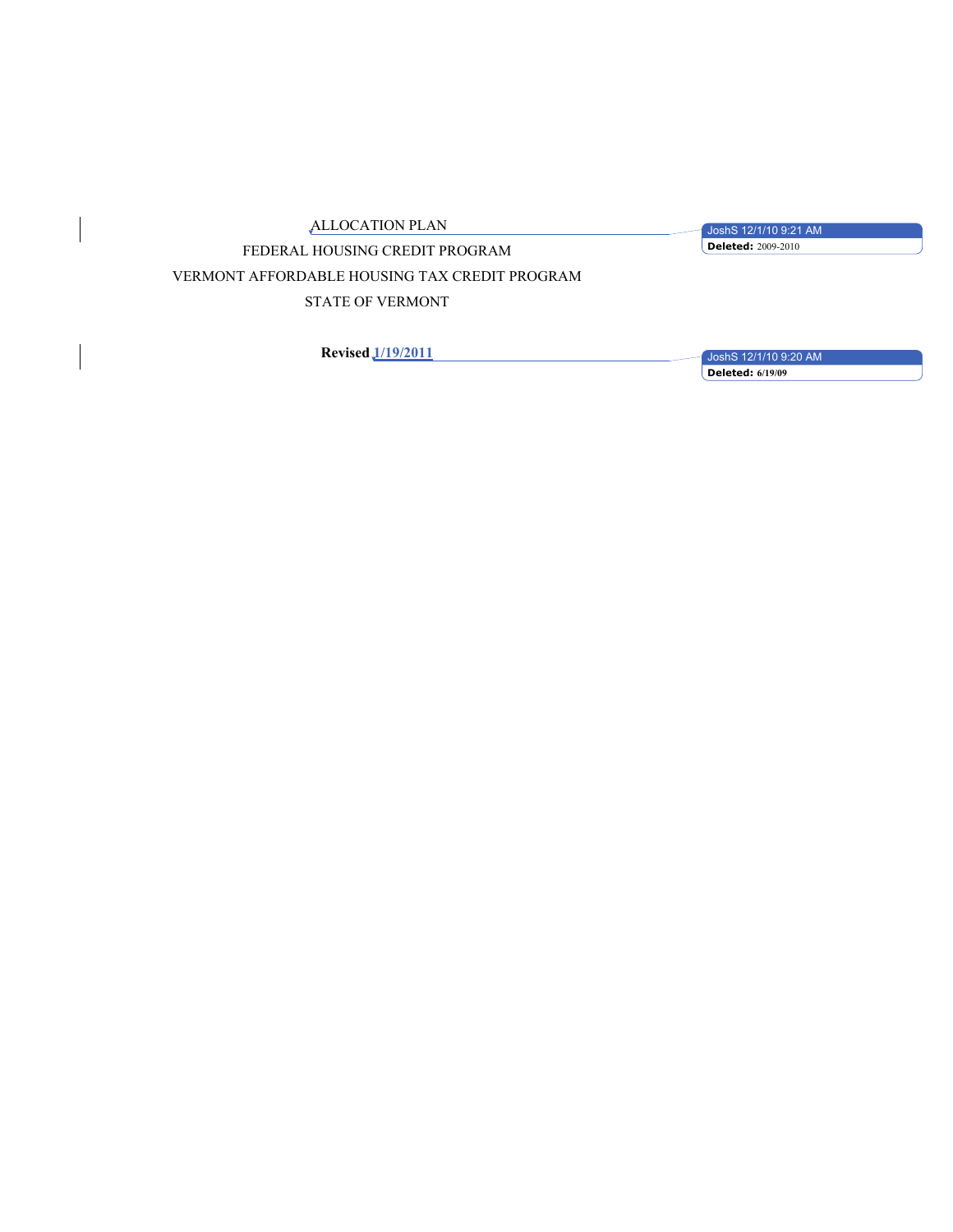ALLOCATION PLAN

FEDERAL HOUSING CREDIT PROGRAM

VERMONT AFFORDABLE HOUSING TAX CREDIT PROGRAM

STATE OF VERMONT

**Revised 1/19/2011**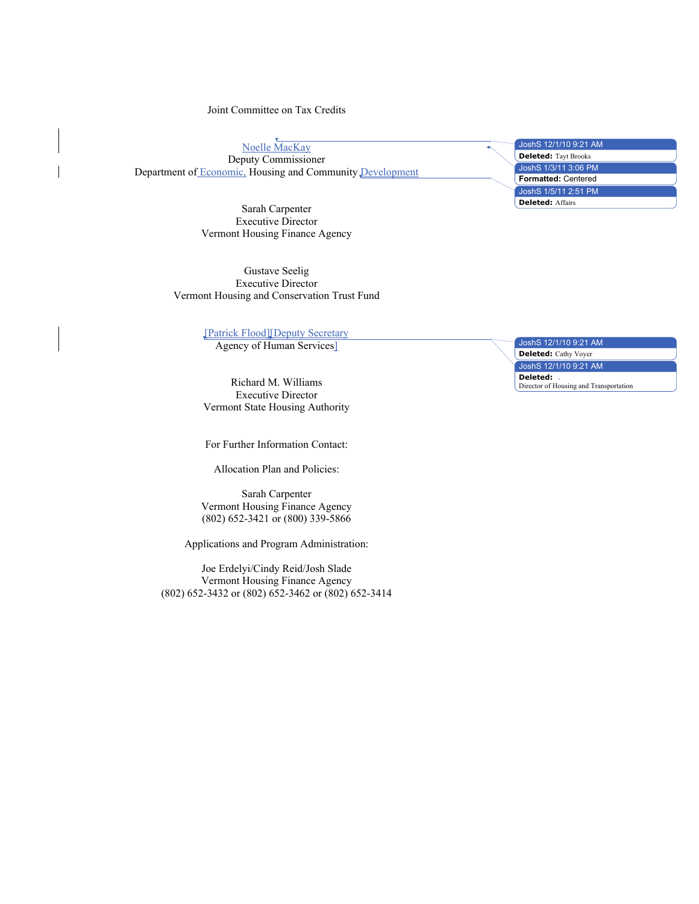Joint Committee on Tax Credits

Noelle MacKay
Deputy Commissioner
Department of Economic, Housing and Community Development

Sarah Carpenter
Executive Director
Vermont Housing Finance Agency

Gustave Seelig
Executive Director
Vermont Housing and Conservation Trust Fund

[Patrick Flood][Deputy Secretary
Agency of Human Services]

Richard M. Williams
Executive Director
Vermont State Housing Authority

For Further Information Contact:

Allocation Plan and Policies:

Sarah Carpenter
Vermont Housing Finance Agency
(802) 652-3421 or (800) 339-5866

Applications and Program Administration:

Joe Erdelyi/Cindy Reid/Josh Slade
Vermont Housing Finance Agency
(802) 652-3432 or (802) 652-3462 or (802) 652-3414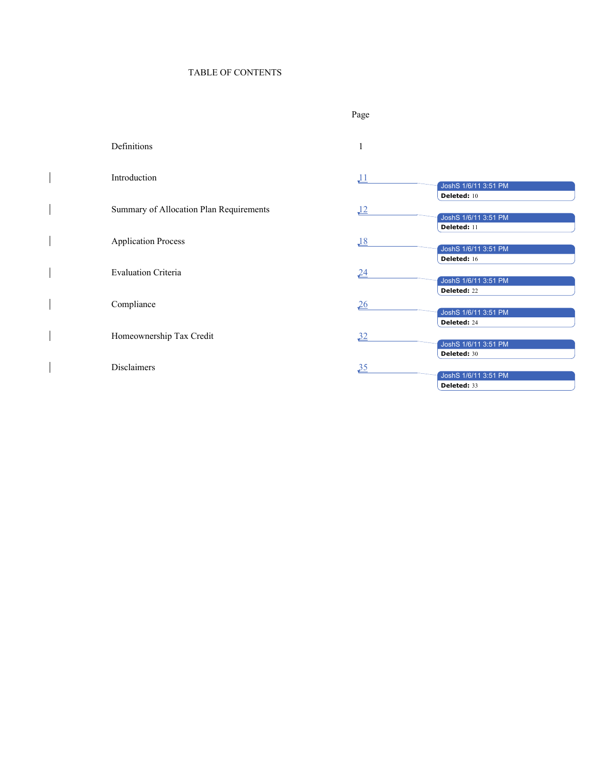# TABLE OF CONTENTS

| | Page |
|---|---|
| Definitions | 1 |
| Introduction | 11 |
| Summary of Allocation Plan Requirements | 12 |
| Application Process | 18 |
| Evaluation Criteria | 24 |
| Compliance | 26 |
| Homeownership Tax Credit | 32 |
| Disclaimers | 35 |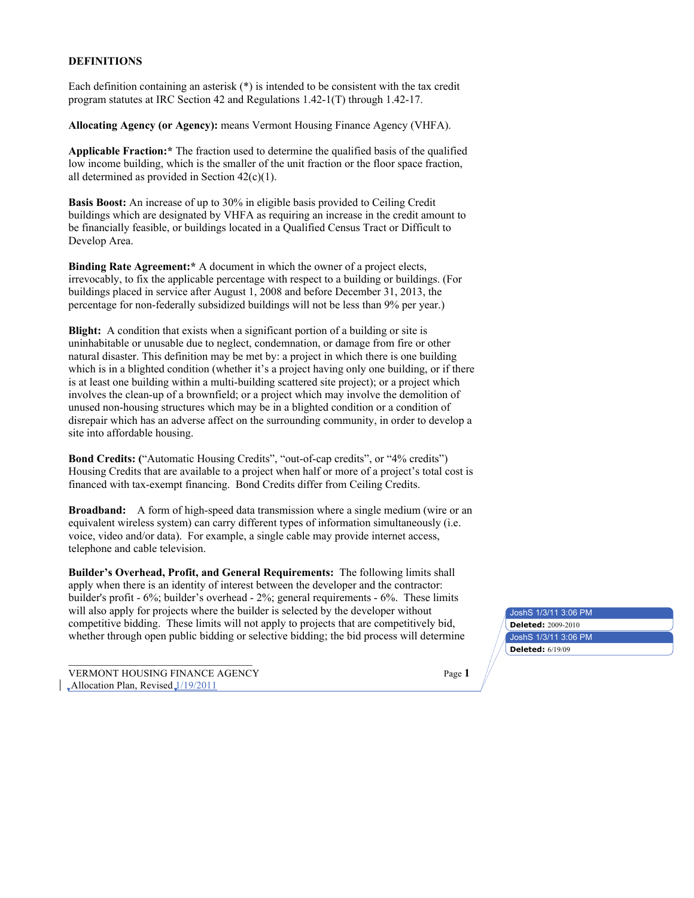**DEFINITIONS**

Each definition containing an asterisk (*) is intended to be consistent with the tax credit program statutes at IRC Section 42 and Regulations 1.42-1(T) through 1.42-17.

**Allocating Agency (or Agency):** means Vermont Housing Finance Agency (VHFA).

**Applicable Fraction:*** The fraction used to determine the qualified basis of the qualified low income building, which is the smaller of the unit fraction or the floor space fraction, all determined as provided in Section 42(c)(1).

**Basis Boost:** An increase of up to 30% in eligible basis provided to Ceiling Credit buildings which are designated by VHFA as requiring an increase in the credit amount to be financially feasible, or buildings located in a Qualified Census Tract or Difficult to Develop Area.

**Binding Rate Agreement:*** A document in which the owner of a project elects, irrevocably, to fix the applicable percentage with respect to a building or buildings. (For buildings placed in service after August 1, 2008 and before December 31, 2013, the percentage for non-federally subsidized buildings will not be less than 9% per year.)

**Blight:** A condition that exists when a significant portion of a building or site is uninhabitable or unusable due to neglect, condemnation, or damage from fire or other natural disaster. This definition may be met by: a project in which there is one building which is in a blighted condition (whether it's a project having only one building, or if there is at least one building within a multi-building scattered site project); or a project which involves the clean-up of a brownfield; or a project which may involve the demolition of unused non-housing structures which may be in a blighted condition or a condition of disrepair which has an adverse affect on the surrounding community, in order to develop a site into affordable housing.

**Bond Credits: (**"Automatic Housing Credits", "out-of-cap credits", or "4% credits") Housing Credits that are available to a project when half or more of a project's total cost is financed with tax-exempt financing. Bond Credits differ from Ceiling Credits.

**Broadband:** A form of high-speed data transmission where a single medium (wire or an equivalent wireless system) can carry different types of information simultaneously (i.e. voice, video and/or data). For example, a single cable may provide internet access, telephone and cable television.

**Builder's Overhead, Profit, and General Requirements:** The following limits shall apply when there is an identity of interest between the developer and the contractor: builder's profit - 6%; builder's overhead - 2%; general requirements - 6%. These limits will also apply for projects where the builder is selected by the developer without competitive bidding. These limits will not apply to projects that are competitively bid, whether through open public bidding or selective bidding; the bid process will determine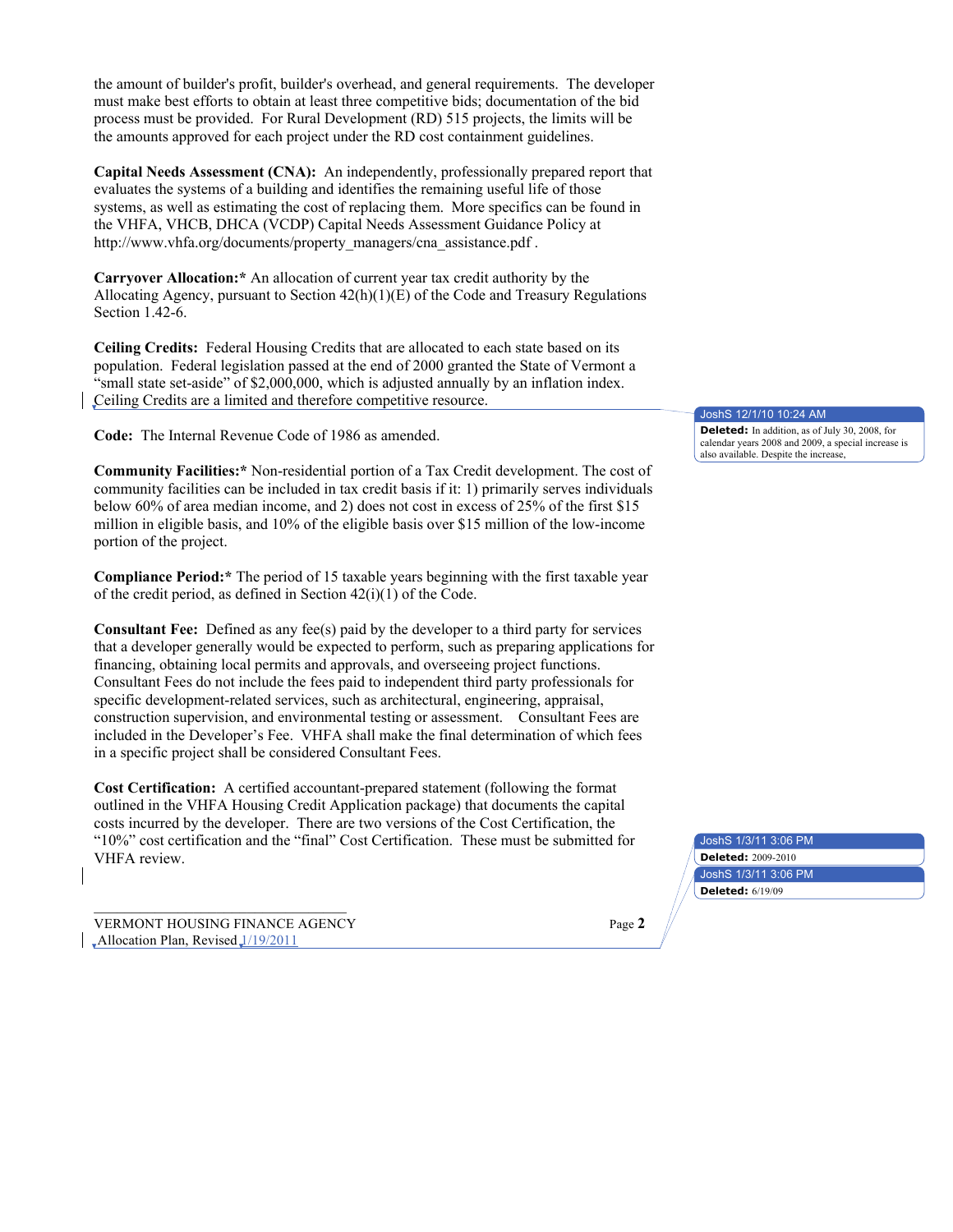the amount of builder's profit, builder's overhead, and general requirements. The developer must make best efforts to obtain at least three competitive bids; documentation of the bid process must be provided. For Rural Development (RD) 515 projects, the limits will be the amounts approved for each project under the RD cost containment guidelines.

**Capital Needs Assessment (CNA):** An independently, professionally prepared report that evaluates the systems of a building and identifies the remaining useful life of those systems, as well as estimating the cost of replacing them. More specifics can be found in the VHFA, VHCB, DHCA (VCDP) Capital Needs Assessment Guidance Policy at http://www.vhfa.org/documents/property_managers/cna_assistance.pdf .

**Carryover Allocation:*** An allocation of current year tax credit authority by the Allocating Agency, pursuant to Section 42(h)(1)(E) of the Code and Treasury Regulations Section 1.42-6.

**Ceiling Credits:** Federal Housing Credits that are allocated to each state based on its population. Federal legislation passed at the end of 2000 granted the State of Vermont a "small state set-aside" of $2,000,000, which is adjusted annually by an inflation index. Ceiling Credits are a limited and therefore competitive resource.

**Code:** The Internal Revenue Code of 1986 as amended.

**Community Facilities:*** Non-residential portion of a Tax Credit development. The cost of community facilities can be included in tax credit basis if it: 1) primarily serves individuals below 60% of area median income, and 2) does not cost in excess of 25% of the first $15 million in eligible basis, and 10% of the eligible basis over $15 million of the low-income portion of the project.

**Compliance Period:*** The period of 15 taxable years beginning with the first taxable year of the credit period, as defined in Section 42(i)(1) of the Code.

**Consultant Fee:** Defined as any fee(s) paid by the developer to a third party for services that a developer generally would be expected to perform, such as preparing applications for financing, obtaining local permits and approvals, and overseeing project functions. Consultant Fees do not include the fees paid to independent third party professionals for specific development-related services, such as architectural, engineering, appraisal, construction supervision, and environmental testing or assessment. Consultant Fees are included in the Developer's Fee. VHFA shall make the final determination of which fees in a specific project shall be considered Consultant Fees.

**Cost Certification:** A certified accountant-prepared statement (following the format outlined in the VHFA Housing Credit Application package) that documents the capital costs incurred by the developer. There are two versions of the Cost Certification, the "10%" cost certification and the "final" Cost Certification. These must be submitted for VHFA review.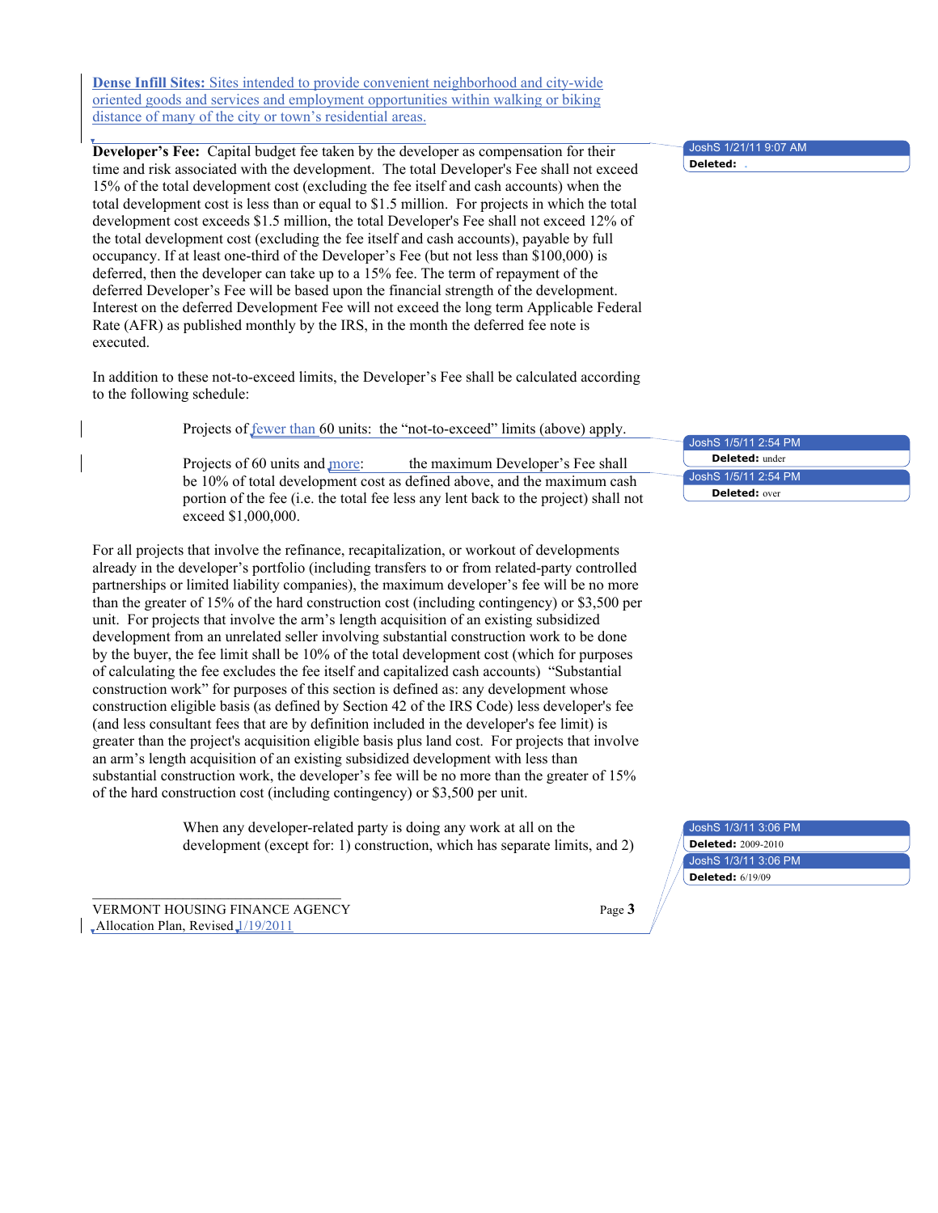**Dense Infill Sites:** Sites intended to provide convenient neighborhood and city-wide oriented goods and services and employment opportunities within walking or biking distance of many of the city or town's residential areas.

**Developer's Fee:** Capital budget fee taken by the developer as compensation for their time and risk associated with the development. The total Developer's Fee shall not exceed 15% of the total development cost (excluding the fee itself and cash accounts) when the total development cost is less than or equal to $1.5 million. For projects in which the total development cost exceeds $1.5 million, the total Developer's Fee shall not exceed 12% of the total development cost (excluding the fee itself and cash accounts), payable by full occupancy. If at least one-third of the Developer's Fee (but not less than $100,000) is deferred, then the developer can take up to a 15% fee. The term of repayment of the deferred Developer's Fee will be based upon the financial strength of the development. Interest on the deferred Development Fee will not exceed the long term Applicable Federal Rate (AFR) as published monthly by the IRS, in the month the deferred fee note is executed.

In addition to these not-to-exceed limits, the Developer's Fee shall be calculated according to the following schedule:

> Projects of fewer than 60 units: the "not-to-exceed" limits (above) apply.
>
> Projects of 60 units and more: the maximum Developer's Fee shall be 10% of total development cost as defined above, and the maximum cash portion of the fee (i.e. the total fee less any lent back to the project) shall not exceed $1,000,000.

For all projects that involve the refinance, recapitalization, or workout of developments already in the developer's portfolio (including transfers to or from related-party controlled partnerships or limited liability companies), the maximum developer's fee will be no more than the greater of 15% of the hard construction cost (including contingency) or $3,500 per unit. For projects that involve the arm's length acquisition of an existing subsidized development from an unrelated seller involving substantial construction work to be done by the buyer, the fee limit shall be 10% of the total development cost (which for purposes of calculating the fee excludes the fee itself and capitalized cash accounts) "Substantial construction work" for purposes of this section is defined as: any development whose construction eligible basis (as defined by Section 42 of the IRS Code) less developer's fee (and less consultant fees that are by definition included in the developer's fee limit) is greater than the project's acquisition eligible basis plus land cost. For projects that involve an arm's length acquisition of an existing subsidized development with less than substantial construction work, the developer's fee will be no more than the greater of 15% of the hard construction cost (including contingency) or $3,500 per unit.

> When any developer-related party is doing any work at all on the development (except for: 1) construction, which has separate limits, and 2)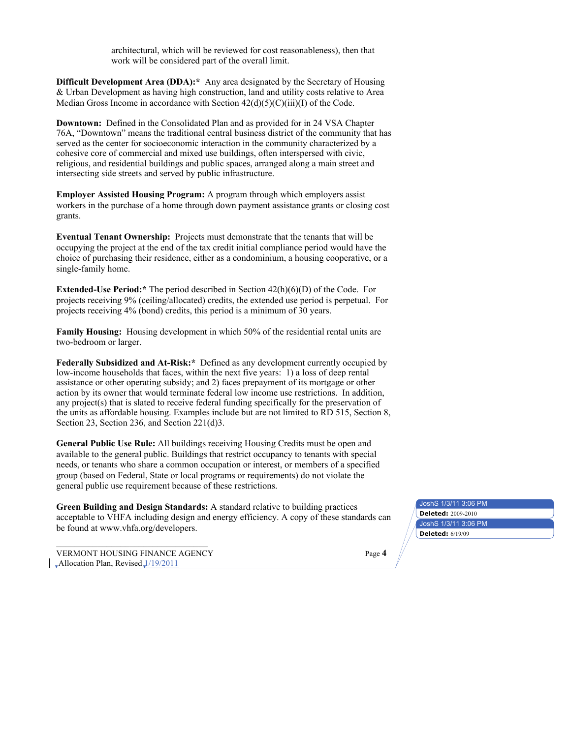architectural, which will be reviewed for cost reasonableness), then that work will be considered part of the overall limit.

**Difficult Development Area (DDA):*** Any area designated by the Secretary of Housing & Urban Development as having high construction, land and utility costs relative to Area Median Gross Income in accordance with Section 42(d)(5)(C)(iii)(I) of the Code.

**Downtown:** Defined in the Consolidated Plan and as provided for in 24 VSA Chapter 76A, "Downtown" means the traditional central business district of the community that has served as the center for socioeconomic interaction in the community characterized by a cohesive core of commercial and mixed use buildings, often interspersed with civic, religious, and residential buildings and public spaces, arranged along a main street and intersecting side streets and served by public infrastructure.

**Employer Assisted Housing Program:** A program through which employers assist workers in the purchase of a home through down payment assistance grants or closing cost grants.

**Eventual Tenant Ownership:** Projects must demonstrate that the tenants that will be occupying the project at the end of the tax credit initial compliance period would have the choice of purchasing their residence, either as a condominium, a housing cooperative, or a single-family home.

**Extended-Use Period:*** The period described in Section 42(h)(6)(D) of the Code. For projects receiving 9% (ceiling/allocated) credits, the extended use period is perpetual. For projects receiving 4% (bond) credits, this period is a minimum of 30 years.

**Family Housing:** Housing development in which 50% of the residential rental units are two-bedroom or larger.

**Federally Subsidized and At-Risk:*** Defined as any development currently occupied by low-income households that faces, within the next five years: 1) a loss of deep rental assistance or other operating subsidy; and 2) faces prepayment of its mortgage or other action by its owner that would terminate federal low income use restrictions. In addition, any project(s) that is slated to receive federal funding specifically for the preservation of the units as affordable housing. Examples include but are not limited to RD 515, Section 8, Section 23, Section 236, and Section 221(d)3.

**General Public Use Rule:** All buildings receiving Housing Credits must be open and available to the general public. Buildings that restrict occupancy to tenants with special needs, or tenants who share a common occupation or interest, or members of a specified group (based on Federal, State or local programs or requirements) do not violate the general public use requirement because of these restrictions.

**Green Building and Design Standards:** A standard relative to building practices acceptable to VHFA including design and energy efficiency. A copy of these standards can be found at www.vhfa.org/developers.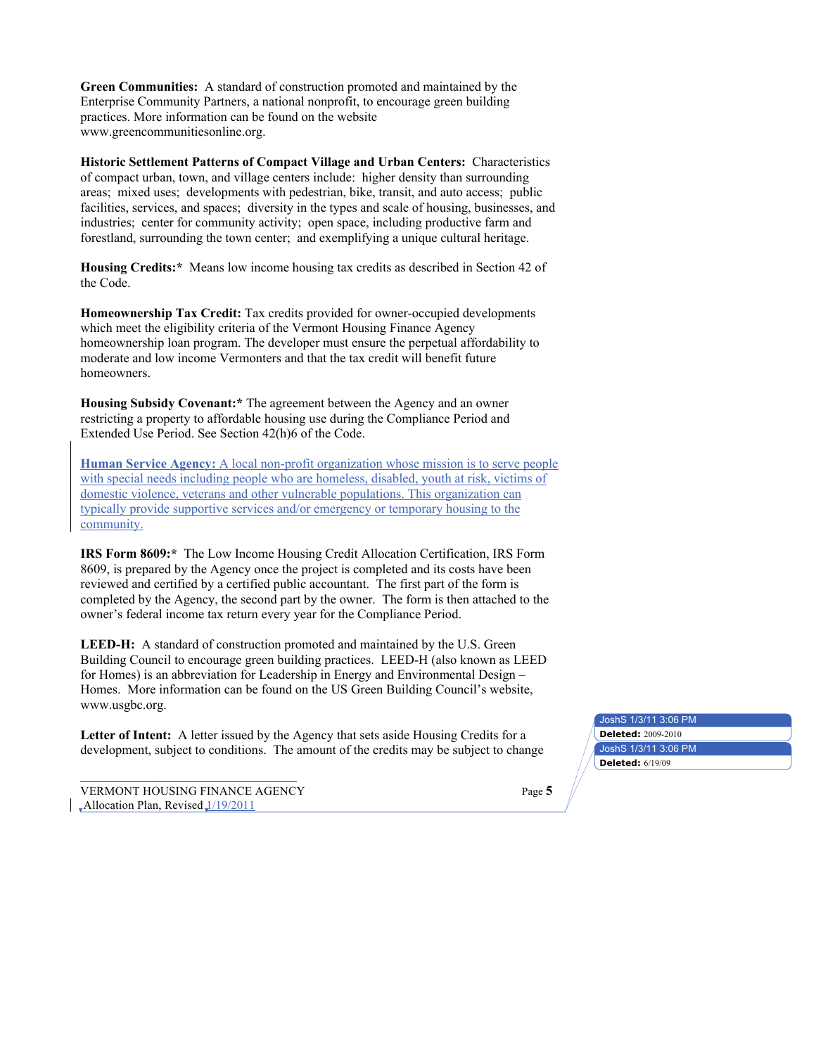**Green Communities:** A standard of construction promoted and maintained by the Enterprise Community Partners, a national nonprofit, to encourage green building practices. More information can be found on the website www.greencommunitiesonline.org.

**Historic Settlement Patterns of Compact Village and Urban Centers:** Characteristics of compact urban, town, and village centers include: higher density than surrounding areas; mixed uses; developments with pedestrian, bike, transit, and auto access; public facilities, services, and spaces; diversity in the types and scale of housing, businesses, and industries; center for community activity; open space, including productive farm and forestland, surrounding the town center; and exemplifying a unique cultural heritage.

**Housing Credits:*** Means low income housing tax credits as described in Section 42 of the Code.

**Homeownership Tax Credit:** Tax credits provided for owner-occupied developments which meet the eligibility criteria of the Vermont Housing Finance Agency homeownership loan program. The developer must ensure the perpetual affordability to moderate and low income Vermonters and that the tax credit will benefit future homeowners.

**Housing Subsidy Covenant:*** The agreement between the Agency and an owner restricting a property to affordable housing use during the Compliance Period and Extended Use Period. See Section 42(h)6 of the Code.

**Human Service Agency:** A local non-profit organization whose mission is to serve people with special needs including people who are homeless, disabled, youth at risk, victims of domestic violence, veterans and other vulnerable populations. This organization can typically provide supportive services and/or emergency or temporary housing to the community.

**IRS Form 8609:*** The Low Income Housing Credit Allocation Certification, IRS Form 8609, is prepared by the Agency once the project is completed and its costs have been reviewed and certified by a certified public accountant. The first part of the form is completed by the Agency, the second part by the owner. The form is then attached to the owner's federal income tax return every year for the Compliance Period.

**LEED-H:** A standard of construction promoted and maintained by the U.S. Green Building Council to encourage green building practices. LEED-H (also known as LEED for Homes) is an abbreviation for Leadership in Energy and Environmental Design – Homes. More information can be found on the US Green Building Council's website, www.usgbc.org.

**Letter of Intent:** A letter issued by the Agency that sets aside Housing Credits for a development, subject to conditions. The amount of the credits may be subject to change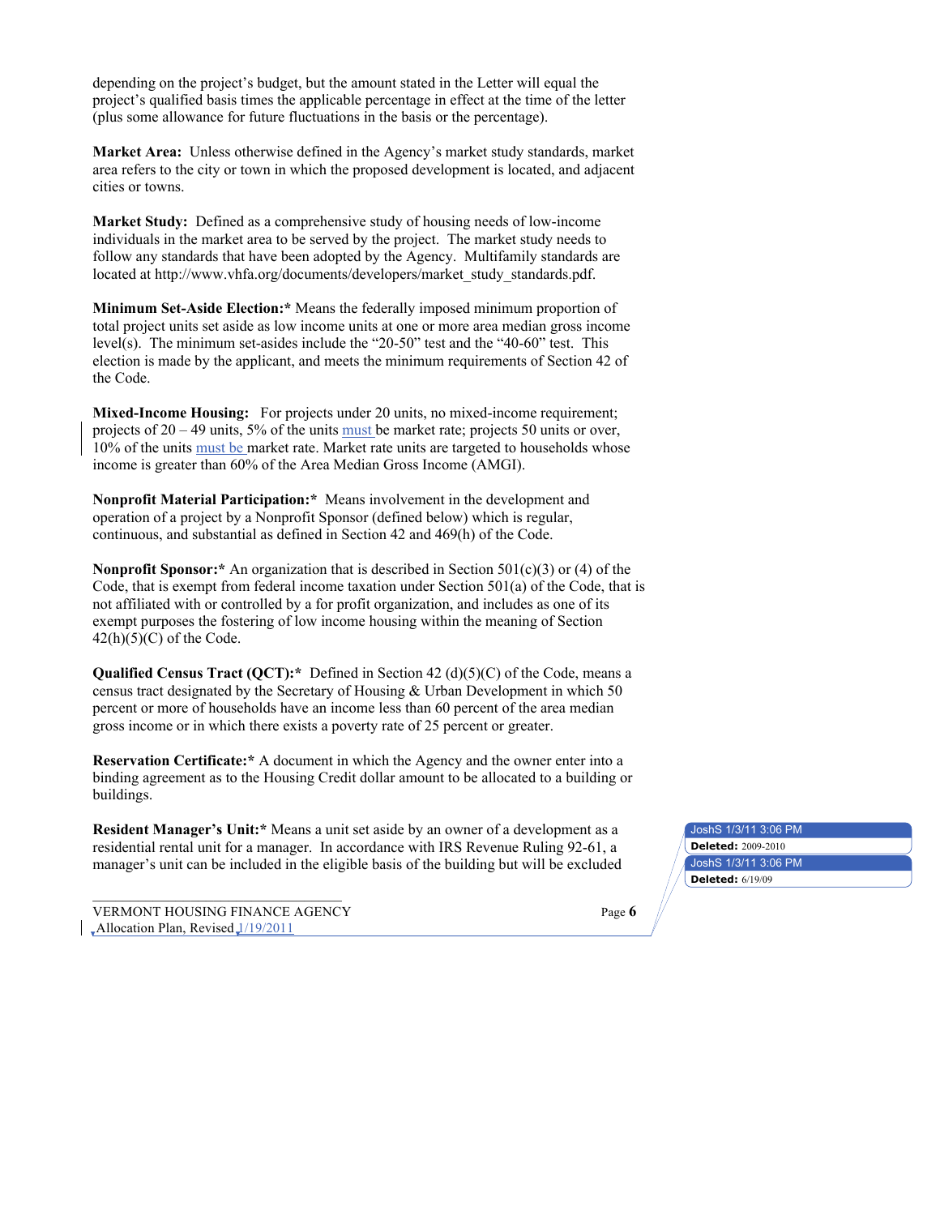depending on the project's budget, but the amount stated in the Letter will equal the project's qualified basis times the applicable percentage in effect at the time of the letter (plus some allowance for future fluctuations in the basis or the percentage).

**Market Area:** Unless otherwise defined in the Agency's market study standards, market area refers to the city or town in which the proposed development is located, and adjacent cities or towns.

**Market Study:** Defined as a comprehensive study of housing needs of low-income individuals in the market area to be served by the project. The market study needs to follow any standards that have been adopted by the Agency. Multifamily standards are located at http://www.vhfa.org/documents/developers/market_study_standards.pdf.

**Minimum Set-Aside Election:*** Means the federally imposed minimum proportion of total project units set aside as low income units at one or more area median gross income level(s). The minimum set-asides include the "20-50" test and the "40-60" test. This election is made by the applicant, and meets the minimum requirements of Section 42 of the Code.

**Mixed-Income Housing:** For projects under 20 units, no mixed-income requirement; projects of 20 – 49 units, 5% of the units must be market rate; projects 50 units or over, 10% of the units must be market rate. Market rate units are targeted to households whose income is greater than 60% of the Area Median Gross Income (AMGI).

**Nonprofit Material Participation:*** Means involvement in the development and operation of a project by a Nonprofit Sponsor (defined below) which is regular, continuous, and substantial as defined in Section 42 and 469(h) of the Code.

**Nonprofit Sponsor:*** An organization that is described in Section 501(c)(3) or (4) of the Code, that is exempt from federal income taxation under Section 501(a) of the Code, that is not affiliated with or controlled by a for profit organization, and includes as one of its exempt purposes the fostering of low income housing within the meaning of Section 42(h)(5)(C) of the Code.

**Qualified Census Tract (QCT):*** Defined in Section 42 (d)(5)(C) of the Code, means a census tract designated by the Secretary of Housing & Urban Development in which 50 percent or more of households have an income less than 60 percent of the area median gross income or in which there exists a poverty rate of 25 percent or greater.

**Reservation Certificate:*** A document in which the Agency and the owner enter into a binding agreement as to the Housing Credit dollar amount to be allocated to a building or buildings.

**Resident Manager's Unit:*** Means a unit set aside by an owner of a development as a residential rental unit for a manager. In accordance with IRS Revenue Ruling 92-61, a manager's unit can be included in the eligible basis of the building but will be excluded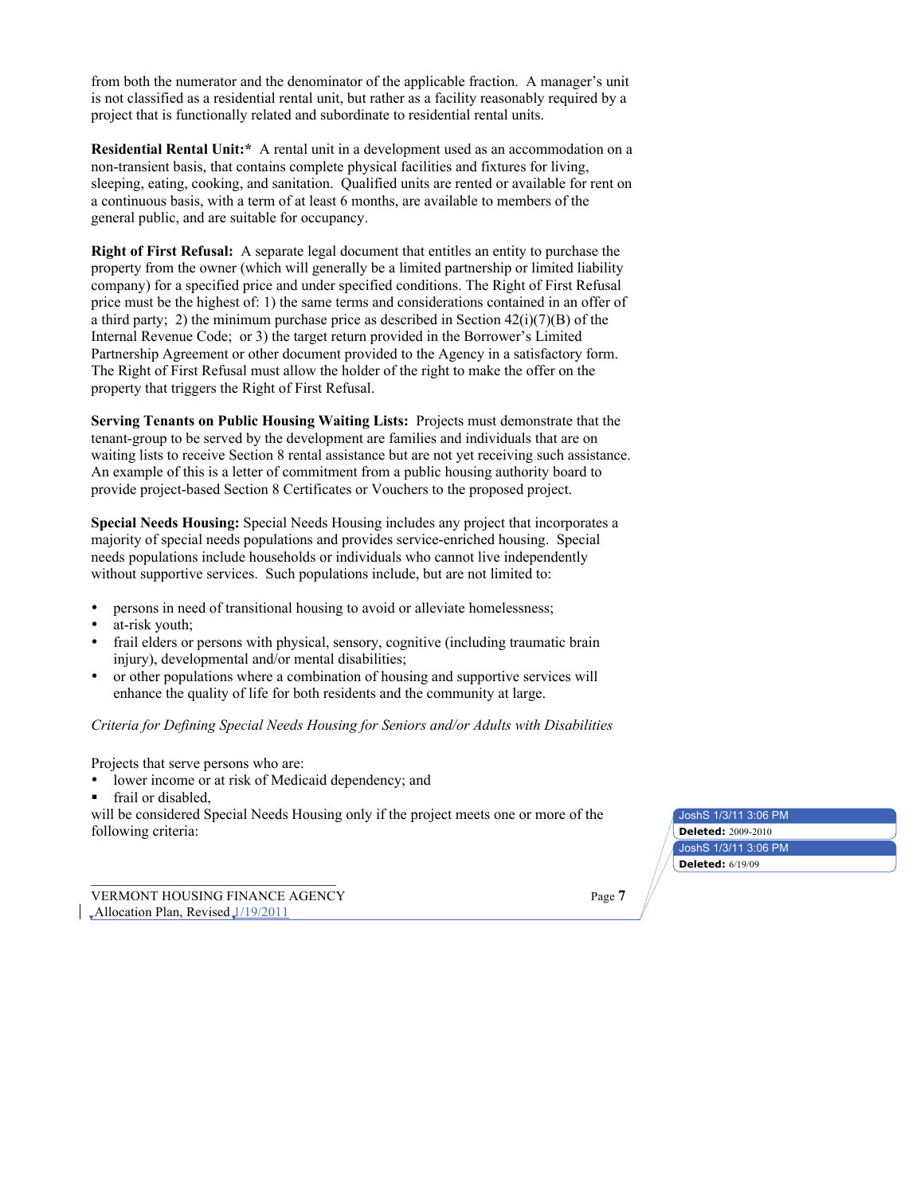from both the numerator and the denominator of the applicable fraction. A manager's unit is not classified as a residential rental unit, but rather as a facility reasonably required by a project that is functionally related and subordinate to residential rental units.

**Residential Rental Unit:*** A rental unit in a development used as an accommodation on a non-transient basis, that contains complete physical facilities and fixtures for living, sleeping, eating, cooking, and sanitation. Qualified units are rented or available for rent on a continuous basis, with a term of at least 6 months, are available to members of the general public, and are suitable for occupancy.

**Right of First Refusal:** A separate legal document that entitles an entity to purchase the property from the owner (which will generally be a limited partnership or limited liability company) for a specified price and under specified conditions. The Right of First Refusal price must be the highest of: 1) the same terms and considerations contained in an offer of a third party; 2) the minimum purchase price as described in Section 42(i)(7)(B) of the Internal Revenue Code; or 3) the target return provided in the Borrower's Limited Partnership Agreement or other document provided to the Agency in a satisfactory form. The Right of First Refusal must allow the holder of the right to make the offer on the property that triggers the Right of First Refusal.

**Serving Tenants on Public Housing Waiting Lists:** Projects must demonstrate that the tenant-group to be served by the development are families and individuals that are on waiting lists to receive Section 8 rental assistance but are not yet receiving such assistance. An example of this is a letter of commitment from a public housing authority board to provide project-based Section 8 Certificates or Vouchers to the proposed project.

**Special Needs Housing:** Special Needs Housing includes any project that incorporates a majority of special needs populations and provides service-enriched housing. Special needs populations include households or individuals who cannot live independently without supportive services. Such populations include, but are not limited to:

- persons in need of transitional housing to avoid or alleviate homelessness;
- at-risk youth;
- frail elders or persons with physical, sensory, cognitive (including traumatic brain injury), developmental and/or mental disabilities;
- or other populations where a combination of housing and supportive services will enhance the quality of life for both residents and the community at large.

*Criteria for Defining Special Needs Housing for Seniors and/or Adults with Disabilities*

Projects that serve persons who are:

- lower income or at risk of Medicaid dependency; and
- frail or disabled,

will be considered Special Needs Housing only if the project meets one or more of the following criteria: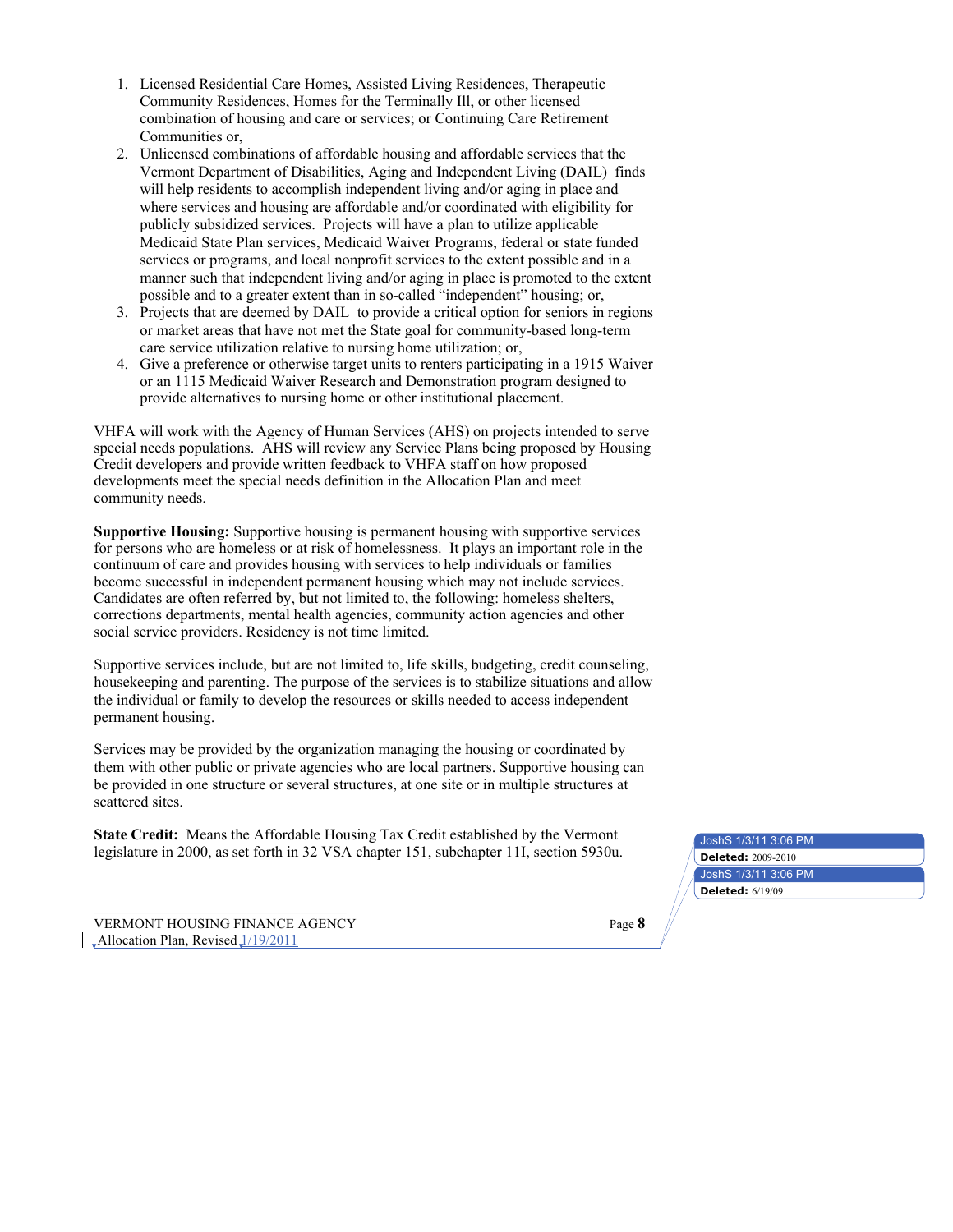1. Licensed Residential Care Homes, Assisted Living Residences, Therapeutic Community Residences, Homes for the Terminally Ill, or other licensed combination of housing and care or services; or Continuing Care Retirement Communities or,
2. Unlicensed combinations of affordable housing and affordable services that the Vermont Department of Disabilities, Aging and Independent Living (DAIL) finds will help residents to accomplish independent living and/or aging in place and where services and housing are affordable and/or coordinated with eligibility for publicly subsidized services. Projects will have a plan to utilize applicable Medicaid State Plan services, Medicaid Waiver Programs, federal or state funded services or programs, and local nonprofit services to the extent possible and in a manner such that independent living and/or aging in place is promoted to the extent possible and to a greater extent than in so-called "independent" housing; or,
3. Projects that are deemed by DAIL to provide a critical option for seniors in regions or market areas that have not met the State goal for community-based long-term care service utilization relative to nursing home utilization; or,
4. Give a preference or otherwise target units to renters participating in a 1915 Waiver or an 1115 Medicaid Waiver Research and Demonstration program designed to provide alternatives to nursing home or other institutional placement.

VHFA will work with the Agency of Human Services (AHS) on projects intended to serve special needs populations. AHS will review any Service Plans being proposed by Housing Credit developers and provide written feedback to VHFA staff on how proposed developments meet the special needs definition in the Allocation Plan and meet community needs.

**Supportive Housing:** Supportive housing is permanent housing with supportive services for persons who are homeless or at risk of homelessness. It plays an important role in the continuum of care and provides housing with services to help individuals or families become successful in independent permanent housing which may not include services. Candidates are often referred by, but not limited to, the following: homeless shelters, corrections departments, mental health agencies, community action agencies and other social service providers. Residency is not time limited.

Supportive services include, but are not limited to, life skills, budgeting, credit counseling, housekeeping and parenting. The purpose of the services is to stabilize situations and allow the individual or family to develop the resources or skills needed to access independent permanent housing.

Services may be provided by the organization managing the housing or coordinated by them with other public or private agencies who are local partners. Supportive housing can be provided in one structure or several structures, at one site or in multiple structures at scattered sites.

**State Credit:** Means the Affordable Housing Tax Credit established by the Vermont legislature in 2000, as set forth in 32 VSA chapter 151, subchapter 11I, section 5930u.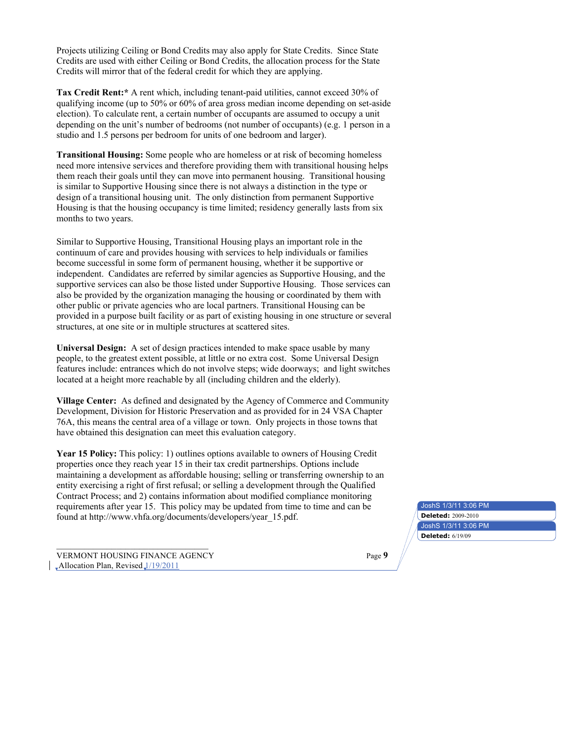Projects utilizing Ceiling or Bond Credits may also apply for State Credits. Since State Credits are used with either Ceiling or Bond Credits, the allocation process for the State Credits will mirror that of the federal credit for which they are applying.

**Tax Credit Rent:*** A rent which, including tenant-paid utilities, cannot exceed 30% of qualifying income (up to 50% or 60% of area gross median income depending on set-aside election). To calculate rent, a certain number of occupants are assumed to occupy a unit depending on the unit's number of bedrooms (not number of occupants) (e.g. 1 person in a studio and 1.5 persons per bedroom for units of one bedroom and larger).

**Transitional Housing:** Some people who are homeless or at risk of becoming homeless need more intensive services and therefore providing them with transitional housing helps them reach their goals until they can move into permanent housing. Transitional housing is similar to Supportive Housing since there is not always a distinction in the type or design of a transitional housing unit. The only distinction from permanent Supportive Housing is that the housing occupancy is time limited; residency generally lasts from six months to two years.

Similar to Supportive Housing, Transitional Housing plays an important role in the continuum of care and provides housing with services to help individuals or families become successful in some form of permanent housing, whether it be supportive or independent. Candidates are referred by similar agencies as Supportive Housing, and the supportive services can also be those listed under Supportive Housing. Those services can also be provided by the organization managing the housing or coordinated by them with other public or private agencies who are local partners. Transitional Housing can be provided in a purpose built facility or as part of existing housing in one structure or several structures, at one site or in multiple structures at scattered sites.

**Universal Design:** A set of design practices intended to make space usable by many people, to the greatest extent possible, at little or no extra cost. Some Universal Design features include: entrances which do not involve steps; wide doorways; and light switches located at a height more reachable by all (including children and the elderly).

**Village Center:** As defined and designated by the Agency of Commerce and Community Development, Division for Historic Preservation and as provided for in 24 VSA Chapter 76A, this means the central area of a village or town. Only projects in those towns that have obtained this designation can meet this evaluation category.

**Year 15 Policy:** This policy: 1) outlines options available to owners of Housing Credit properties once they reach year 15 in their tax credit partnerships. Options include maintaining a development as affordable housing; selling or transferring ownership to an entity exercising a right of first refusal; or selling a development through the Qualified Contract Process; and 2) contains information about modified compliance monitoring requirements after year 15. This policy may be updated from time to time and can be found at http://www.vhfa.org/documents/developers/year_15.pdf.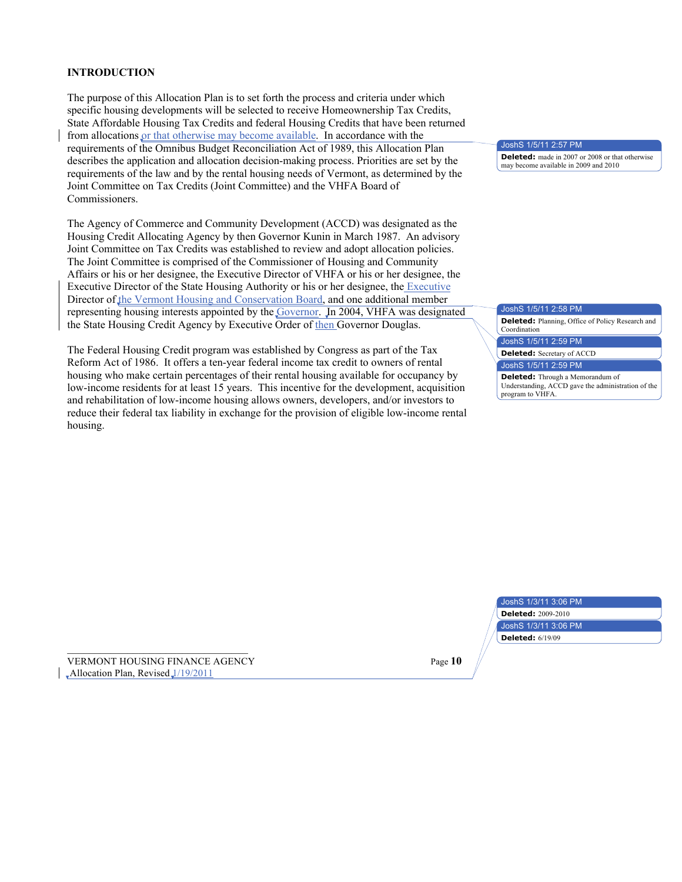## INTRODUCTION

The purpose of this Allocation Plan is to set forth the process and criteria under which specific housing developments will be selected to receive Homeownership Tax Credits, State Affordable Housing Tax Credits and federal Housing Credits that have been returned from allocations or that otherwise may become available. In accordance with the requirements of the Omnibus Budget Reconciliation Act of 1989, this Allocation Plan describes the application and allocation decision-making process. Priorities are set by the requirements of the law and by the rental housing needs of Vermont, as determined by the Joint Committee on Tax Credits (Joint Committee) and the VHFA Board of Commissioners.

The Agency of Commerce and Community Development (ACCD) was designated as the Housing Credit Allocating Agency by then Governor Kunin in March 1987. An advisory Joint Committee on Tax Credits was established to review and adopt allocation policies. The Joint Committee is comprised of the Commissioner of Housing and Community Affairs or his or her designee, the Executive Director of VHFA or his or her designee, the Executive Director of the State Housing Authority or his or her designee, the Executive Director of the Vermont Housing and Conservation Board, and one additional member representing housing interests appointed by the Governor. In 2004, VHFA was designated the State Housing Credit Agency by Executive Order of then Governor Douglas.

The Federal Housing Credit program was established by Congress as part of the Tax Reform Act of 1986. It offers a ten-year federal income tax credit to owners of rental housing who make certain percentages of their rental housing available for occupancy by low-income residents for at least 15 years. This incentive for the development, acquisition and rehabilitation of low-income housing allows owners, developers, and/or investors to reduce their federal tax liability in exchange for the provision of eligible low-income rental housing.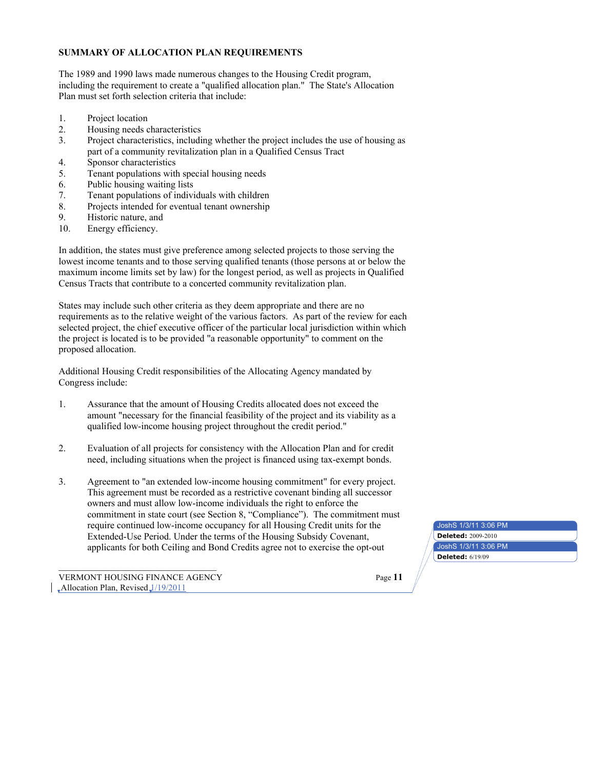**SUMMARY OF ALLOCATION PLAN REQUIREMENTS**

The 1989 and 1990 laws made numerous changes to the Housing Credit program, including the requirement to create a "qualified allocation plan." The State's Allocation Plan must set forth selection criteria that include:

1. Project location
2. Housing needs characteristics
3. Project characteristics, including whether the project includes the use of housing as part of a community revitalization plan in a Qualified Census Tract
4. Sponsor characteristics
5. Tenant populations with special housing needs
6. Public housing waiting lists
7. Tenant populations of individuals with children
8. Projects intended for eventual tenant ownership
9. Historic nature, and
10. Energy efficiency.

In addition, the states must give preference among selected projects to those serving the lowest income tenants and to those serving qualified tenants (those persons at or below the maximum income limits set by law) for the longest period, as well as projects in Qualified Census Tracts that contribute to a concerted community revitalization plan.

States may include such other criteria as they deem appropriate and there are no requirements as to the relative weight of the various factors. As part of the review for each selected project, the chief executive officer of the particular local jurisdiction within which the project is located is to be provided "a reasonable opportunity" to comment on the proposed allocation.

Additional Housing Credit responsibilities of the Allocating Agency mandated by Congress include:

1. Assurance that the amount of Housing Credits allocated does not exceed the amount "necessary for the financial feasibility of the project and its viability as a qualified low-income housing project throughout the credit period."

2. Evaluation of all projects for consistency with the Allocation Plan and for credit need, including situations when the project is financed using tax-exempt bonds.

3. Agreement to "an extended low-income housing commitment" for every project. This agreement must be recorded as a restrictive covenant binding all successor owners and must allow low-income individuals the right to enforce the commitment in state court (see Section 8, "Compliance"). The commitment must require continued low-income occupancy for all Housing Credit units for the Extended-Use Period. Under the terms of the Housing Subsidy Covenant, applicants for both Ceiling and Bond Credits agree not to exercise the opt-out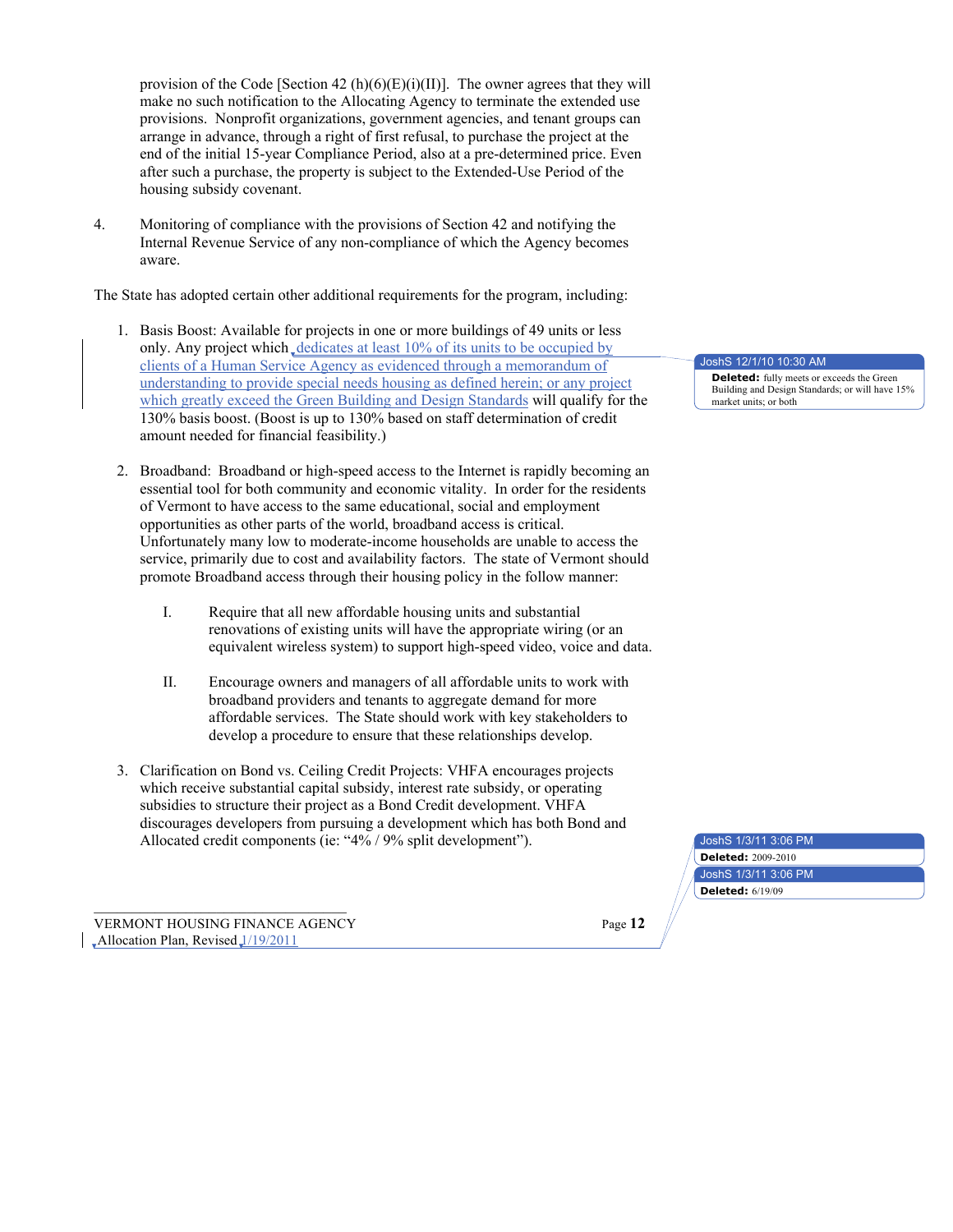provision of the Code [Section 42 (h)(6)(E)(i)(II)]. The owner agrees that they will make no such notification to the Allocating Agency to terminate the extended use provisions. Nonprofit organizations, government agencies, and tenant groups can arrange in advance, through a right of first refusal, to purchase the project at the end of the initial 15-year Compliance Period, also at a pre-determined price. Even after such a purchase, the property is subject to the Extended-Use Period of the housing subsidy covenant.

4. Monitoring of compliance with the provisions of Section 42 and notifying the Internal Revenue Service of any non-compliance of which the Agency becomes aware.

The State has adopted certain other additional requirements for the program, including:

1. Basis Boost: Available for projects in one or more buildings of 49 units or less only. Any project which dedicates at least 10% of its units to be occupied by clients of a Human Service Agency as evidenced through a memorandum of understanding to provide special needs housing as defined herein; or any project which greatly exceed the Green Building and Design Standards will qualify for the 130% basis boost. (Boost is up to 130% based on staff determination of credit amount needed for financial feasibility.)

2. Broadband: Broadband or high-speed access to the Internet is rapidly becoming an essential tool for both community and economic vitality. In order for the residents of Vermont to have access to the same educational, social and employment opportunities as other parts of the world, broadband access is critical. Unfortunately many low to moderate-income households are unable to access the service, primarily due to cost and availability factors. The state of Vermont should promote Broadband access through their housing policy in the follow manner:

   I. Require that all new affordable housing units and substantial renovations of existing units will have the appropriate wiring (or an equivalent wireless system) to support high-speed video, voice and data.

   II. Encourage owners and managers of all affordable units to work with broadband providers and tenants to aggregate demand for more affordable services. The State should work with key stakeholders to develop a procedure to ensure that these relationships develop.

3. Clarification on Bond vs. Ceiling Credit Projects: VHFA encourages projects which receive substantial capital subsidy, interest rate subsidy, or operating subsidies to structure their project as a Bond Credit development. VHFA discourages developers from pursuing a development which has both Bond and Allocated credit components (ie: “4% / 9% split development”).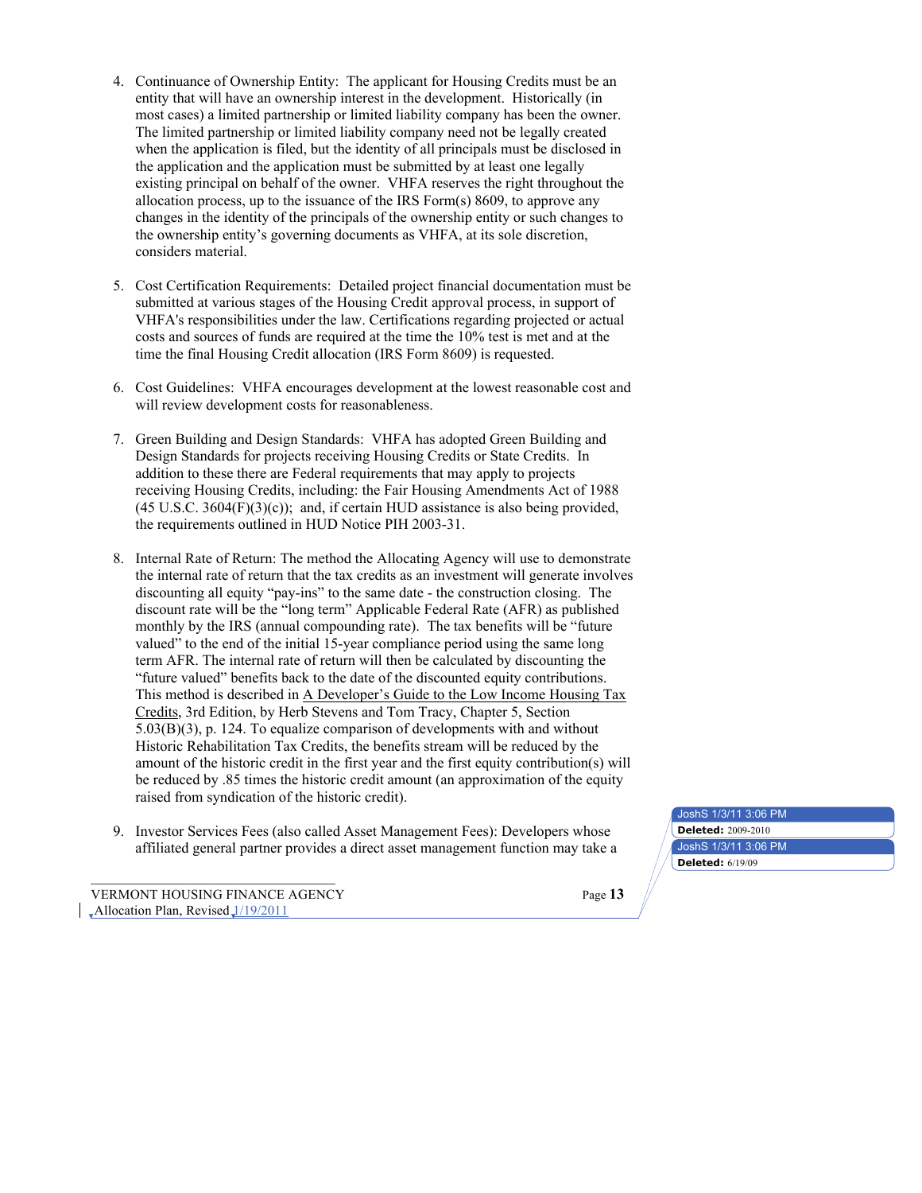4. Continuance of Ownership Entity: The applicant for Housing Credits must be an entity that will have an ownership interest in the development. Historically (in most cases) a limited partnership or limited liability company has been the owner. The limited partnership or limited liability company need not be legally created when the application is filed, but the identity of all principals must be disclosed in the application and the application must be submitted by at least one legally existing principal on behalf of the owner. VHFA reserves the right throughout the allocation process, up to the issuance of the IRS Form(s) 8609, to approve any changes in the identity of the principals of the ownership entity or such changes to the ownership entity's governing documents as VHFA, at its sole discretion, considers material.

5. Cost Certification Requirements: Detailed project financial documentation must be submitted at various stages of the Housing Credit approval process, in support of VHFA's responsibilities under the law. Certifications regarding projected or actual costs and sources of funds are required at the time the 10% test is met and at the time the final Housing Credit allocation (IRS Form 8609) is requested.

6. Cost Guidelines: VHFA encourages development at the lowest reasonable cost and will review development costs for reasonableness.

7. Green Building and Design Standards: VHFA has adopted Green Building and Design Standards for projects receiving Housing Credits or State Credits. In addition to these there are Federal requirements that may apply to projects receiving Housing Credits, including: the Fair Housing Amendments Act of 1988 (45 U.S.C. 3604(F)(3)(c)); and, if certain HUD assistance is also being provided, the requirements outlined in HUD Notice PIH 2003-31.

8. Internal Rate of Return: The method the Allocating Agency will use to demonstrate the internal rate of return that the tax credits as an investment will generate involves discounting all equity "pay-ins" to the same date - the construction closing. The discount rate will be the "long term" Applicable Federal Rate (AFR) as published monthly by the IRS (annual compounding rate). The tax benefits will be "future valued" to the end of the initial 15-year compliance period using the same long term AFR. The internal rate of return will then be calculated by discounting the "future valued" benefits back to the date of the discounted equity contributions. This method is described in A Developer's Guide to the Low Income Housing Tax Credits, 3rd Edition, by Herb Stevens and Tom Tracy, Chapter 5, Section 5.03(B)(3), p. 124. To equalize comparison of developments with and without Historic Rehabilitation Tax Credits, the benefits stream will be reduced by the amount of the historic credit in the first year and the first equity contribution(s) will be reduced by .85 times the historic credit amount (an approximation of the equity raised from syndication of the historic credit).

9. Investor Services Fees (also called Asset Management Fees): Developers whose affiliated general partner provides a direct asset management function may take a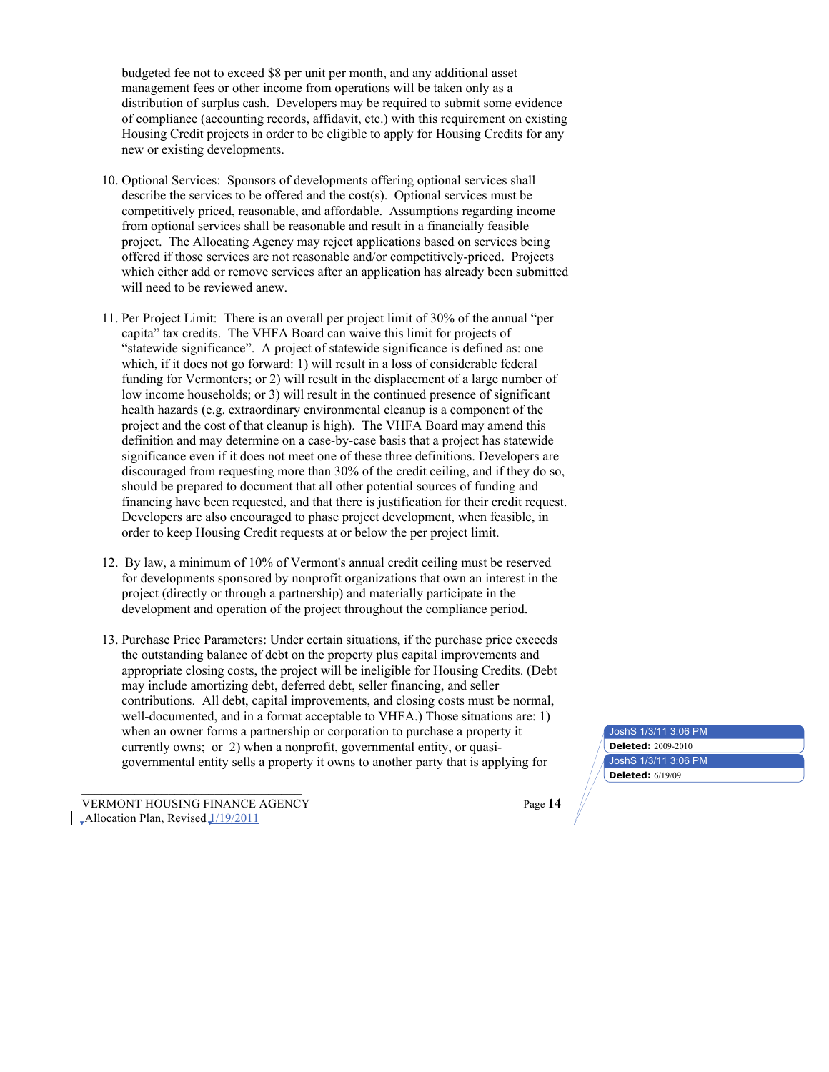budgeted fee not to exceed $8 per unit per month, and any additional asset management fees or other income from operations will be taken only as a distribution of surplus cash. Developers may be required to submit some evidence of compliance (accounting records, affidavit, etc.) with this requirement on existing Housing Credit projects in order to be eligible to apply for Housing Credits for any new or existing developments.

10. Optional Services: Sponsors of developments offering optional services shall describe the services to be offered and the cost(s). Optional services must be competitively priced, reasonable, and affordable. Assumptions regarding income from optional services shall be reasonable and result in a financially feasible project. The Allocating Agency may reject applications based on services being offered if those services are not reasonable and/or competitively-priced. Projects which either add or remove services after an application has already been submitted will need to be reviewed anew.

11. Per Project Limit: There is an overall per project limit of 30% of the annual "per capita" tax credits. The VHFA Board can waive this limit for projects of "statewide significance". A project of statewide significance is defined as: one which, if it does not go forward: 1) will result in a loss of considerable federal funding for Vermonters; or 2) will result in the displacement of a large number of low income households; or 3) will result in the continued presence of significant health hazards (e.g. extraordinary environmental cleanup is a component of the project and the cost of that cleanup is high). The VHFA Board may amend this definition and may determine on a case-by-case basis that a project has statewide significance even if it does not meet one of these three definitions. Developers are discouraged from requesting more than 30% of the credit ceiling, and if they do so, should be prepared to document that all other potential sources of funding and financing have been requested, and that there is justification for their credit request. Developers are also encouraged to phase project development, when feasible, in order to keep Housing Credit requests at or below the per project limit.

12. By law, a minimum of 10% of Vermont's annual credit ceiling must be reserved for developments sponsored by nonprofit organizations that own an interest in the project (directly or through a partnership) and materially participate in the development and operation of the project throughout the compliance period.

13. Purchase Price Parameters: Under certain situations, if the purchase price exceeds the outstanding balance of debt on the property plus capital improvements and appropriate closing costs, the project will be ineligible for Housing Credits. (Debt may include amortizing debt, deferred debt, seller financing, and seller contributions. All debt, capital improvements, and closing costs must be normal, well-documented, and in a format acceptable to VHFA.) Those situations are: 1) when an owner forms a partnership or corporation to purchase a property it currently owns; or 2) when a nonprofit, governmental entity, or quasi-governmental entity sells a property it owns to another party that is applying for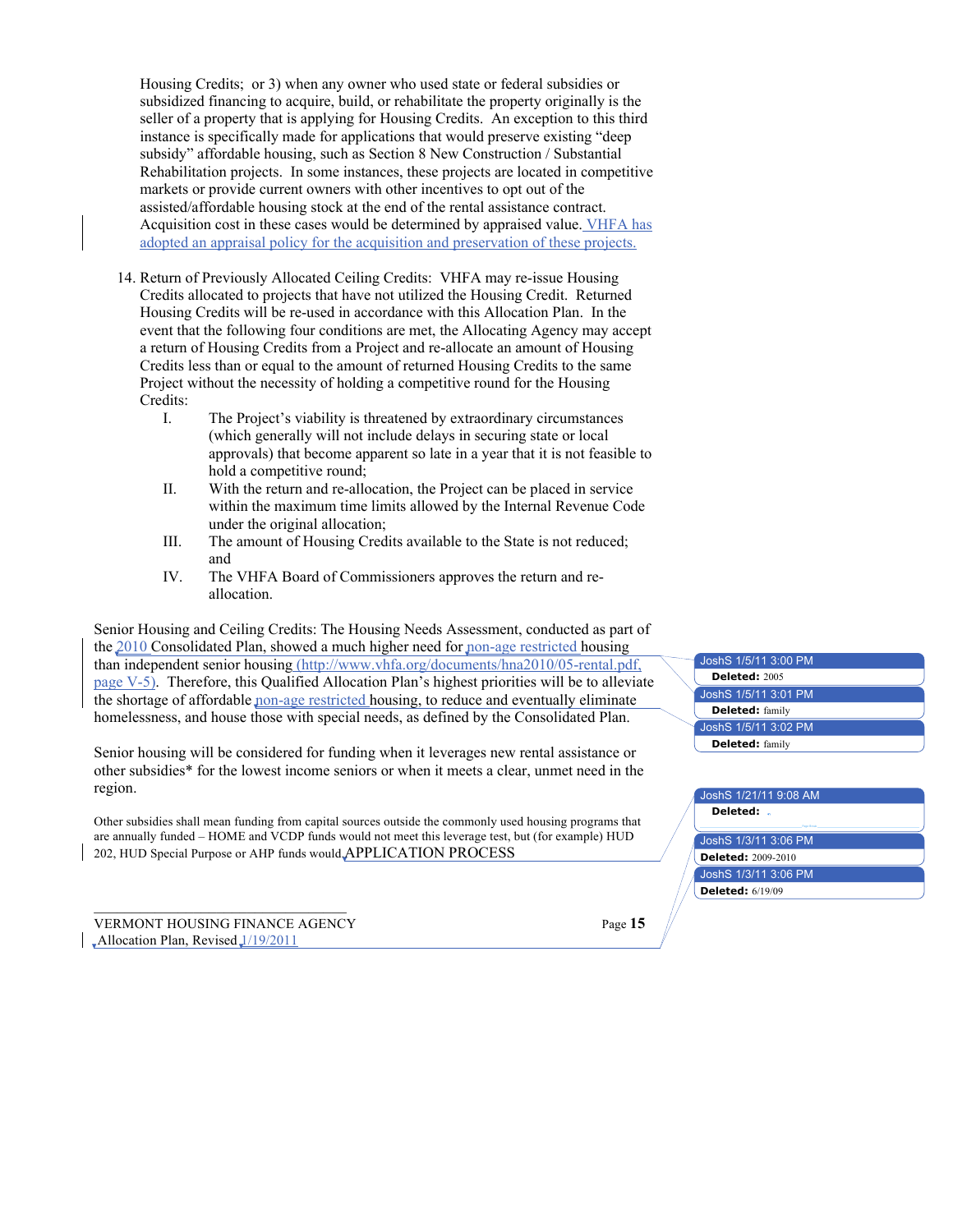Housing Credits; or 3) when any owner who used state or federal subsidies or subsidized financing to acquire, build, or rehabilitate the property originally is the seller of a property that is applying for Housing Credits. An exception to this third instance is specifically made for applications that would preserve existing "deep subsidy" affordable housing, such as Section 8 New Construction / Substantial Rehabilitation projects. In some instances, these projects are located in competitive markets or provide current owners with other incentives to opt out of the assisted/affordable housing stock at the end of the rental assistance contract. Acquisition cost in these cases would be determined by appraised value. VHFA has adopted an appraisal policy for the acquisition and preservation of these projects.

14. Return of Previously Allocated Ceiling Credits: VHFA may re-issue Housing Credits allocated to projects that have not utilized the Housing Credit. Returned Housing Credits will be re-used in accordance with this Allocation Plan. In the event that the following four conditions are met, the Allocating Agency may accept a return of Housing Credits from a Project and re-allocate an amount of Housing Credits less than or equal to the amount of returned Housing Credits to the same Project without the necessity of holding a competitive round for the Housing Credits:
    - I. The Project's viability is threatened by extraordinary circumstances (which generally will not include delays in securing state or local approvals) that become apparent so late in a year that it is not feasible to hold a competitive round;
    - II. With the return and re-allocation, the Project can be placed in service within the maximum time limits allowed by the Internal Revenue Code under the original allocation;
    - III. The amount of Housing Credits available to the State is not reduced; and
    - IV. The VHFA Board of Commissioners approves the return and re-allocation.

Senior Housing and Ceiling Credits: The Housing Needs Assessment, conducted as part of the 2010 Consolidated Plan, showed a much higher need for non-age restricted housing than independent senior housing (http://www.vhfa.org/documents/hna2010/05-rental.pdf, page V-5). Therefore, this Qualified Allocation Plan's highest priorities will be to alleviate the shortage of affordable non-age restricted housing, to reduce and eventually eliminate homelessness, and house those with special needs, as defined by the Consolidated Plan.

Senior housing will be considered for funding when it leverages new rental assistance or other subsidies* for the lowest income seniors or when it meets a clear, unmet need in the region.

Other subsidies shall mean funding from capital sources outside the commonly used housing programs that are annually funded – HOME and VCDP funds would not meet this leverage test, but (for example) HUD 202, HUD Special Purpose or AHP funds would.

## APPLICATION PROCESS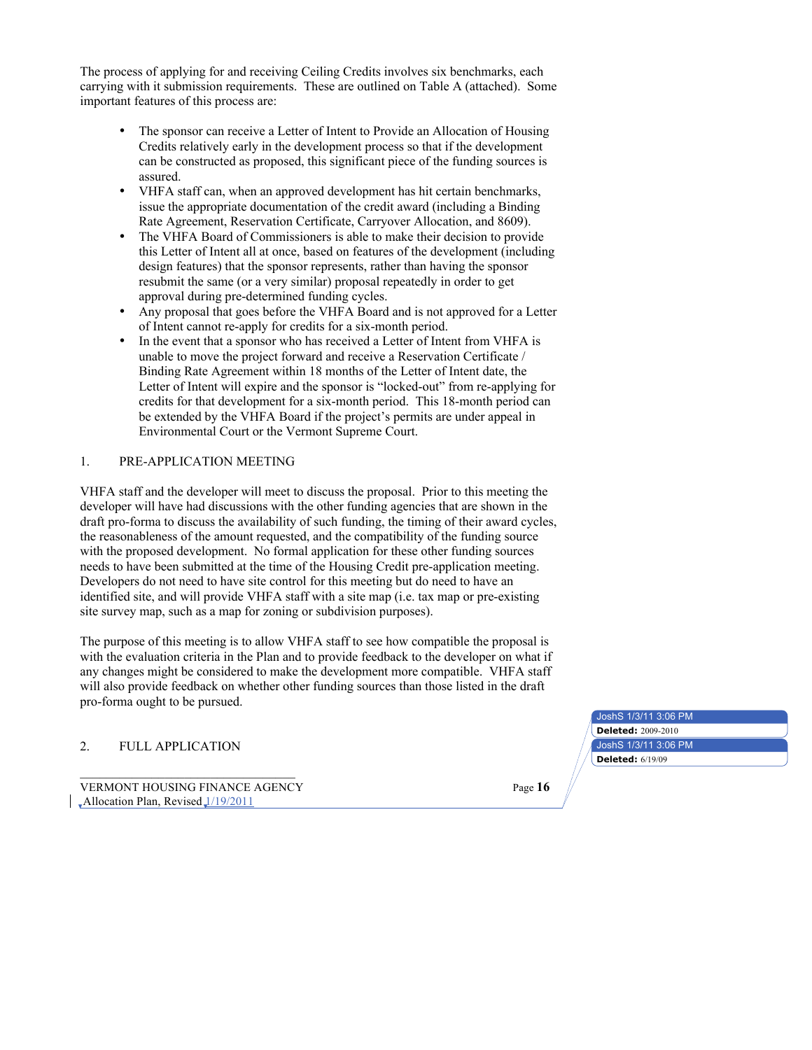The process of applying for and receiving Ceiling Credits involves six benchmarks, each carrying with it submission requirements. These are outlined on Table A (attached). Some important features of this process are:

- The sponsor can receive a Letter of Intent to Provide an Allocation of Housing Credits relatively early in the development process so that if the development can be constructed as proposed, this significant piece of the funding sources is assured.
- VHFA staff can, when an approved development has hit certain benchmarks, issue the appropriate documentation of the credit award (including a Binding Rate Agreement, Reservation Certificate, Carryover Allocation, and 8609).
- The VHFA Board of Commissioners is able to make their decision to provide this Letter of Intent all at once, based on features of the development (including design features) that the sponsor represents, rather than having the sponsor resubmit the same (or a very similar) proposal repeatedly in order to get approval during pre-determined funding cycles.
- Any proposal that goes before the VHFA Board and is not approved for a Letter of Intent cannot re-apply for credits for a six-month period.
- In the event that a sponsor who has received a Letter of Intent from VHFA is unable to move the project forward and receive a Reservation Certificate / Binding Rate Agreement within 18 months of the Letter of Intent date, the Letter of Intent will expire and the sponsor is "locked-out" from re-applying for credits for that development for a six-month period. This 18-month period can be extended by the VHFA Board if the project's permits are under appeal in Environmental Court or the Vermont Supreme Court.

## 1. PRE-APPLICATION MEETING

VHFA staff and the developer will meet to discuss the proposal. Prior to this meeting the developer will have had discussions with the other funding agencies that are shown in the draft pro-forma to discuss the availability of such funding, the timing of their award cycles, the reasonableness of the amount requested, and the compatibility of the funding source with the proposed development. No formal application for these other funding sources needs to have been submitted at the time of the Housing Credit pre-application meeting. Developers do not need to have site control for this meeting but do need to have an identified site, and will provide VHFA staff with a site map (i.e. tax map or pre-existing site survey map, such as a map for zoning or subdivision purposes).

The purpose of this meeting is to allow VHFA staff to see how compatible the proposal is with the evaluation criteria in the Plan and to provide feedback to the developer on what if any changes might be considered to make the development more compatible. VHFA staff will also provide feedback on whether other funding sources than those listed in the draft pro-forma ought to be pursued.

## 2. FULL APPLICATION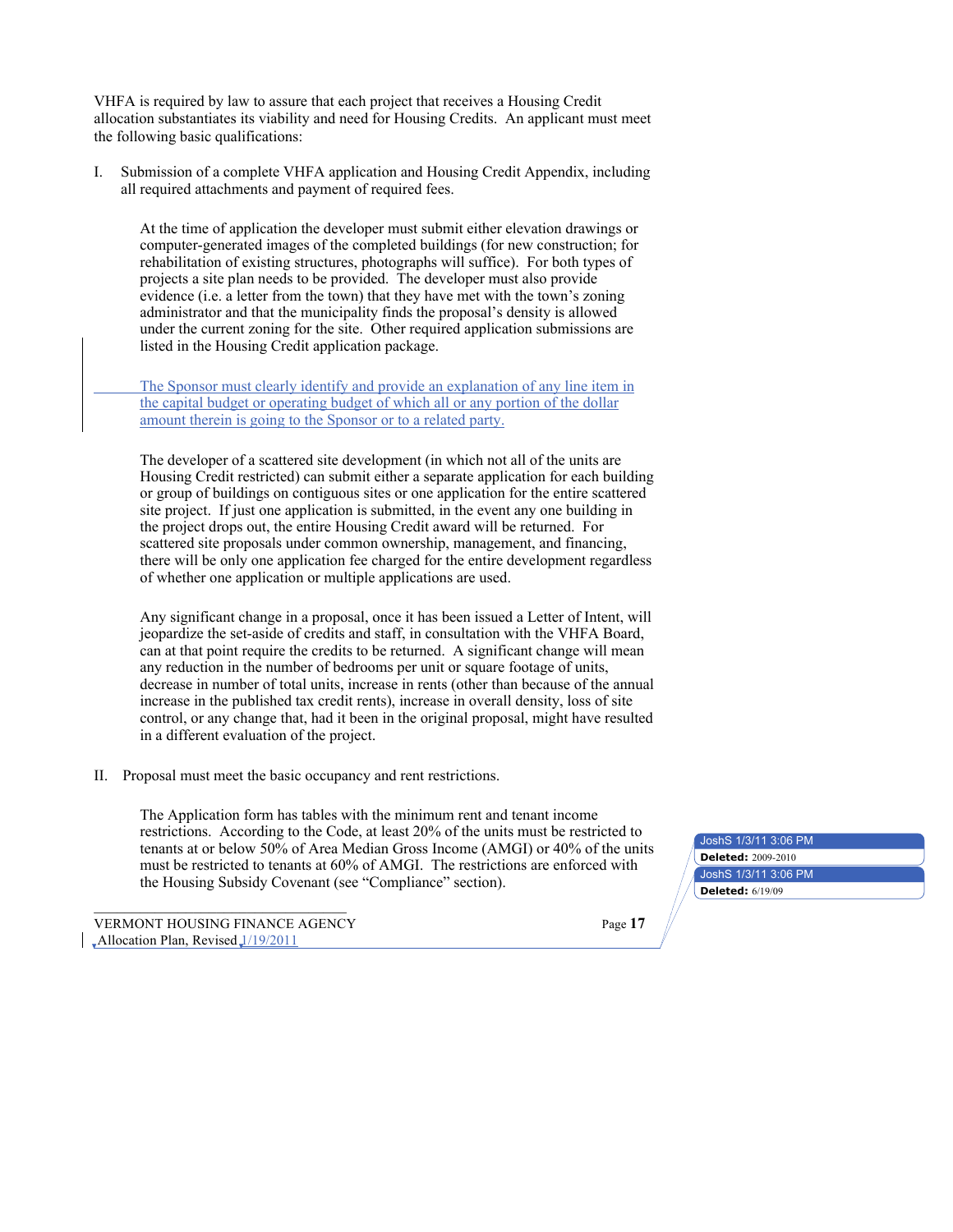VHFA is required by law to assure that each project that receives a Housing Credit allocation substantiates its viability and need for Housing Credits. An applicant must meet the following basic qualifications:

I. Submission of a complete VHFA application and Housing Credit Appendix, including all required attachments and payment of required fees.

   At the time of application the developer must submit either elevation drawings or computer-generated images of the completed buildings (for new construction; for rehabilitation of existing structures, photographs will suffice). For both types of projects a site plan needs to be provided. The developer must also provide evidence (i.e. a letter from the town) that they have met with the town's zoning administrator and that the municipality finds the proposal's density is allowed under the current zoning for the site. Other required application submissions are listed in the Housing Credit application package.

   The Sponsor must clearly identify and provide an explanation of any line item in the capital budget or operating budget of which all or any portion of the dollar amount therein is going to the Sponsor or to a related party.

   The developer of a scattered site development (in which not all of the units are Housing Credit restricted) can submit either a separate application for each building or group of buildings on contiguous sites or one application for the entire scattered site project. If just one application is submitted, in the event any one building in the project drops out, the entire Housing Credit award will be returned. For scattered site proposals under common ownership, management, and financing, there will be only one application fee charged for the entire development regardless of whether one application or multiple applications are used.

   Any significant change in a proposal, once it has been issued a Letter of Intent, will jeopardize the set-aside of credits and staff, in consultation with the VHFA Board, can at that point require the credits to be returned. A significant change will mean any reduction in the number of bedrooms per unit or square footage of units, decrease in number of total units, increase in rents (other than because of the annual increase in the published tax credit rents), increase in overall density, loss of site control, or any change that, had it been in the original proposal, might have resulted in a different evaluation of the project.

II. Proposal must meet the basic occupancy and rent restrictions.

   The Application form has tables with the minimum rent and tenant income restrictions. According to the Code, at least 20% of the units must be restricted to tenants at or below 50% of Area Median Gross Income (AMGI) or 40% of the units must be restricted to tenants at 60% of AMGI. The restrictions are enforced with the Housing Subsidy Covenant (see "Compliance" section).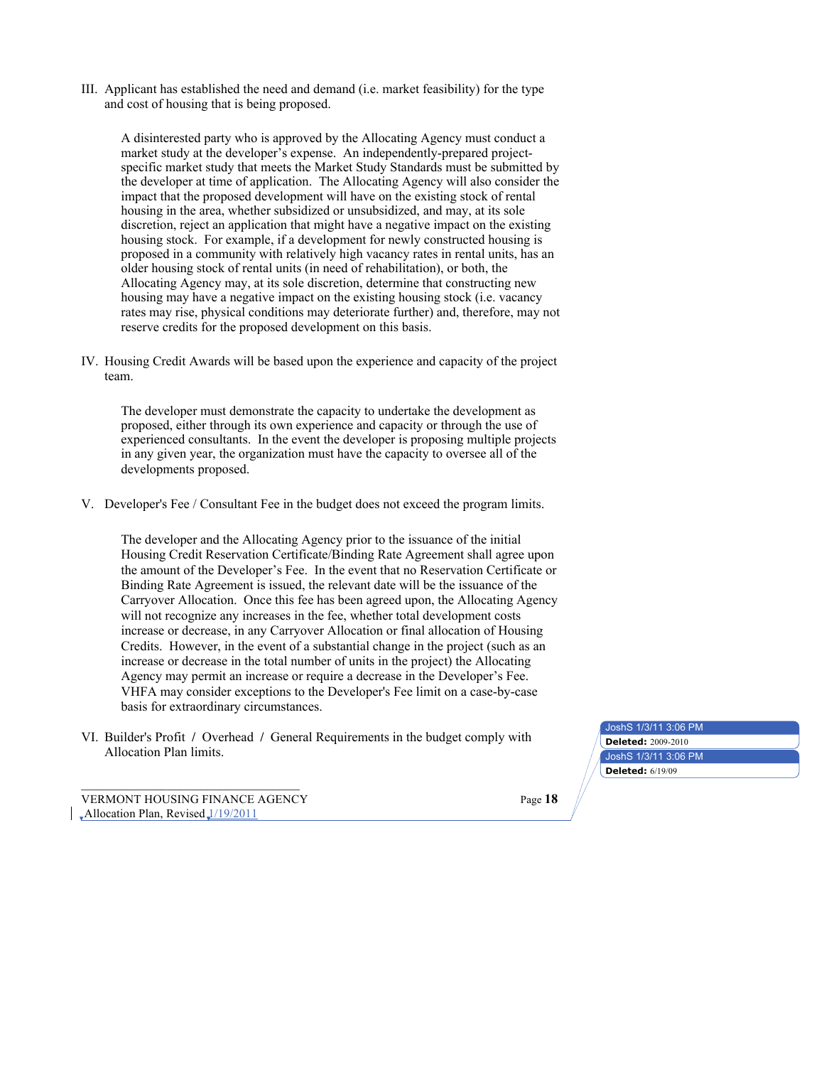III. Applicant has established the need and demand (i.e. market feasibility) for the type and cost of housing that is being proposed.

   A disinterested party who is approved by the Allocating Agency must conduct a market study at the developer's expense. An independently-prepared project-specific market study that meets the Market Study Standards must be submitted by the developer at time of application. The Allocating Agency will also consider the impact that the proposed development will have on the existing stock of rental housing in the area, whether subsidized or unsubsidized, and may, at its sole discretion, reject an application that might have a negative impact on the existing housing stock. For example, if a development for newly constructed housing is proposed in a community with relatively high vacancy rates in rental units, has an older housing stock of rental units (in need of rehabilitation), or both, the Allocating Agency may, at its sole discretion, determine that constructing new housing may have a negative impact on the existing housing stock (i.e. vacancy rates may rise, physical conditions may deteriorate further) and, therefore, may not reserve credits for the proposed development on this basis.

IV. Housing Credit Awards will be based upon the experience and capacity of the project team.

   The developer must demonstrate the capacity to undertake the development as proposed, either through its own experience and capacity or through the use of experienced consultants. In the event the developer is proposing multiple projects in any given year, the organization must have the capacity to oversee all of the developments proposed.

V. Developer's Fee / Consultant Fee in the budget does not exceed the program limits.

   The developer and the Allocating Agency prior to the issuance of the initial Housing Credit Reservation Certificate/Binding Rate Agreement shall agree upon the amount of the Developer's Fee. In the event that no Reservation Certificate or Binding Rate Agreement is issued, the relevant date will be the issuance of the Carryover Allocation. Once this fee has been agreed upon, the Allocating Agency will not recognize any increases in the fee, whether total development costs increase or decrease, in any Carryover Allocation or final allocation of Housing Credits. However, in the event of a substantial change in the project (such as an increase or decrease in the total number of units in the project) the Allocating Agency may permit an increase or require a decrease in the Developer's Fee. VHFA may consider exceptions to the Developer's Fee limit on a case-by-case basis for extraordinary circumstances.

VI. Builder's Profit / Overhead / General Requirements in the budget comply with Allocation Plan limits.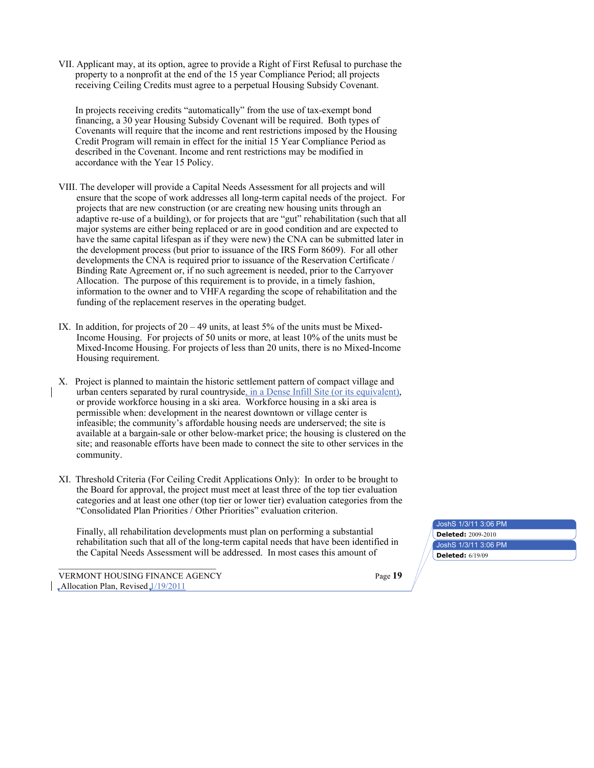VII. Applicant may, at its option, agree to provide a Right of First Refusal to purchase the property to a nonprofit at the end of the 15 year Compliance Period; all projects receiving Ceiling Credits must agree to a perpetual Housing Subsidy Covenant.

In projects receiving credits "automatically" from the use of tax-exempt bond financing, a 30 year Housing Subsidy Covenant will be required. Both types of Covenants will require that the income and rent restrictions imposed by the Housing Credit Program will remain in effect for the initial 15 Year Compliance Period as described in the Covenant. Income and rent restrictions may be modified in accordance with the Year 15 Policy.

VIII. The developer will provide a Capital Needs Assessment for all projects and will ensure that the scope of work addresses all long-term capital needs of the project. For projects that are new construction (or are creating new housing units through an adaptive re-use of a building), or for projects that are "gut" rehabilitation (such that all major systems are either being replaced or are in good condition and are expected to have the same capital lifespan as if they were new) the CNA can be submitted later in the development process (but prior to issuance of the IRS Form 8609). For all other developments the CNA is required prior to issuance of the Reservation Certificate / Binding Rate Agreement or, if no such agreement is needed, prior to the Carryover Allocation. The purpose of this requirement is to provide, in a timely fashion, information to the owner and to VHFA regarding the scope of rehabilitation and the funding of the replacement reserves in the operating budget.

IX. In addition, for projects of 20 – 49 units, at least 5% of the units must be Mixed-Income Housing. For projects of 50 units or more, at least 10% of the units must be Mixed-Income Housing. For projects of less than 20 units, there is no Mixed-Income Housing requirement.

X. Project is planned to maintain the historic settlement pattern of compact village and urban centers separated by rural countryside, in a Dense Infill Site (or its equivalent), or provide workforce housing in a ski area. Workforce housing in a ski area is permissible when: development in the nearest downtown or village center is infeasible; the community's affordable housing needs are underserved; the site is available at a bargain-sale or other below-market price; the housing is clustered on the site; and reasonable efforts have been made to connect the site to other services in the community.

XI. Threshold Criteria (For Ceiling Credit Applications Only): In order to be brought to the Board for approval, the project must meet at least three of the top tier evaluation categories and at least one other (top tier or lower tier) evaluation categories from the "Consolidated Plan Priorities / Other Priorities" evaluation criterion.

Finally, all rehabilitation developments must plan on performing a substantial rehabilitation such that all of the long-term capital needs that have been identified in the Capital Needs Assessment will be addressed. In most cases this amount of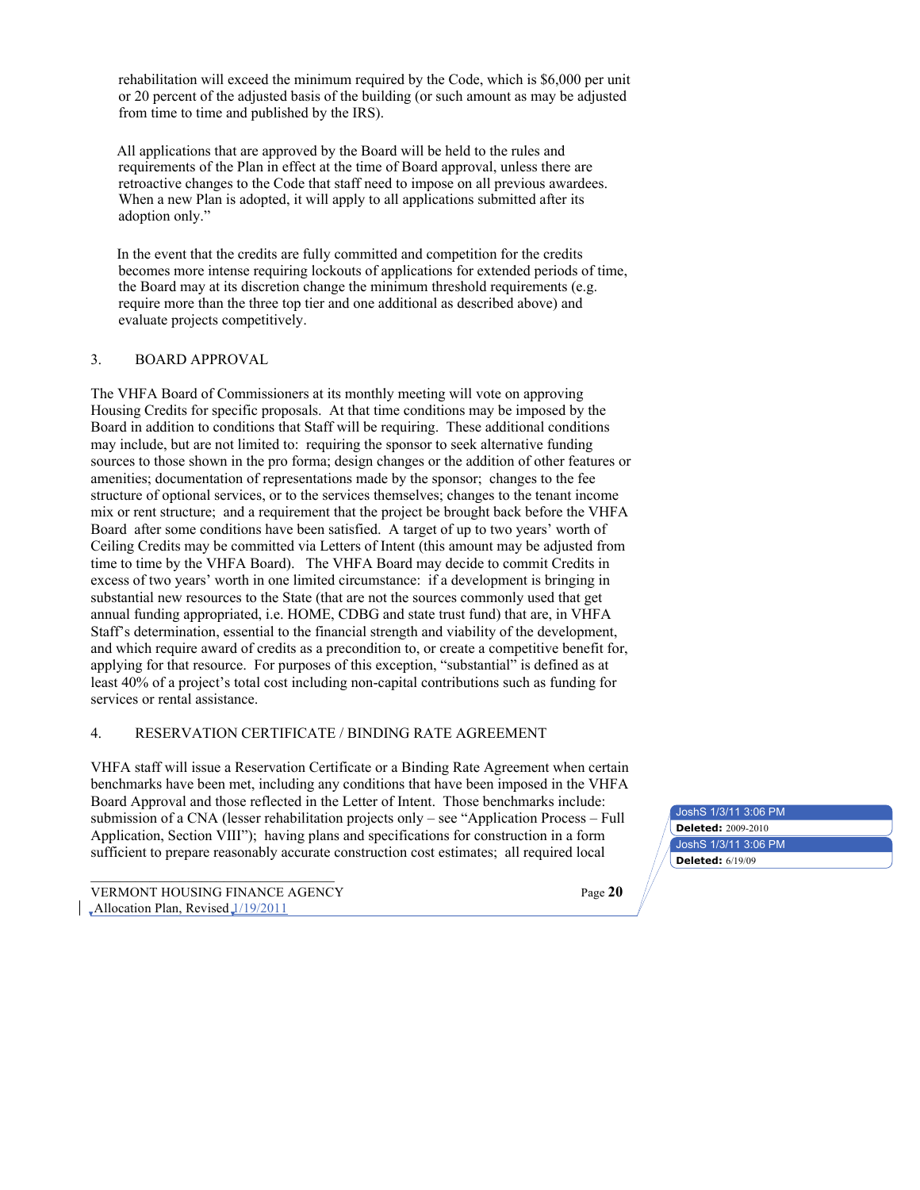rehabilitation will exceed the minimum required by the Code, which is $6,000 per unit or 20 percent of the adjusted basis of the building (or such amount as may be adjusted from time to time and published by the IRS).

All applications that are approved by the Board will be held to the rules and requirements of the Plan in effect at the time of Board approval, unless there are retroactive changes to the Code that staff need to impose on all previous awardees. When a new Plan is adopted, it will apply to all applications submitted after its adoption only."

In the event that the credits are fully committed and competition for the credits becomes more intense requiring lockouts of applications for extended periods of time, the Board may at its discretion change the minimum threshold requirements (e.g. require more than the three top tier and one additional as described above) and evaluate projects competitively.

## 3. BOARD APPROVAL

The VHFA Board of Commissioners at its monthly meeting will vote on approving Housing Credits for specific proposals. At that time conditions may be imposed by the Board in addition to conditions that Staff will be requiring. These additional conditions may include, but are not limited to: requiring the sponsor to seek alternative funding sources to those shown in the pro forma; design changes or the addition of other features or amenities; documentation of representations made by the sponsor; changes to the fee structure of optional services, or to the services themselves; changes to the tenant income mix or rent structure; and a requirement that the project be brought back before the VHFA Board after some conditions have been satisfied. A target of up to two years' worth of Ceiling Credits may be committed via Letters of Intent (this amount may be adjusted from time to time by the VHFA Board). The VHFA Board may decide to commit Credits in excess of two years' worth in one limited circumstance: if a development is bringing in substantial new resources to the State (that are not the sources commonly used that get annual funding appropriated, i.e. HOME, CDBG and state trust fund) that are, in VHFA Staff's determination, essential to the financial strength and viability of the development, and which require award of credits as a precondition to, or create a competitive benefit for, applying for that resource. For purposes of this exception, "substantial" is defined as at least 40% of a project's total cost including non-capital contributions such as funding for services or rental assistance.

## 4. RESERVATION CERTIFICATE / BINDING RATE AGREEMENT

VHFA staff will issue a Reservation Certificate or a Binding Rate Agreement when certain benchmarks have been met, including any conditions that have been imposed in the VHFA Board Approval and those reflected in the Letter of Intent. Those benchmarks include: submission of a CNA (lesser rehabilitation projects only – see "Application Process – Full Application, Section VIII"); having plans and specifications for construction in a form sufficient to prepare reasonably accurate construction cost estimates; all required local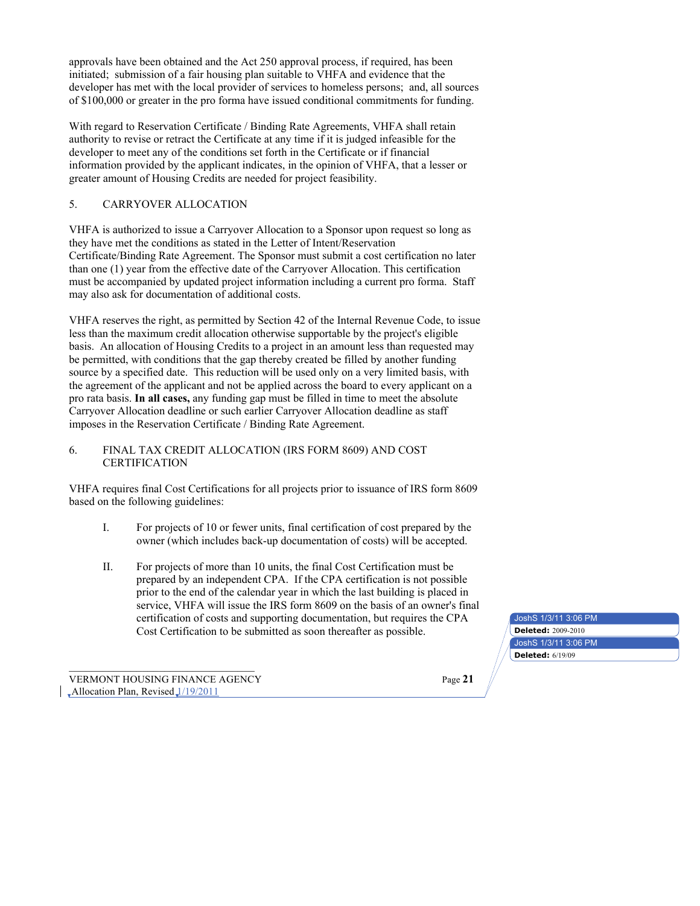approvals have been obtained and the Act 250 approval process, if required, has been initiated; submission of a fair housing plan suitable to VHFA and evidence that the developer has met with the local provider of services to homeless persons; and, all sources of $100,000 or greater in the pro forma have issued conditional commitments for funding.

With regard to Reservation Certificate / Binding Rate Agreements, VHFA shall retain authority to revise or retract the Certificate at any time if it is judged infeasible for the developer to meet any of the conditions set forth in the Certificate or if financial information provided by the applicant indicates, in the opinion of VHFA, that a lesser or greater amount of Housing Credits are needed for project feasibility.

## 5. CARRYOVER ALLOCATION

VHFA is authorized to issue a Carryover Allocation to a Sponsor upon request so long as they have met the conditions as stated in the Letter of Intent/Reservation Certificate/Binding Rate Agreement. The Sponsor must submit a cost certification no later than one (1) year from the effective date of the Carryover Allocation. This certification must be accompanied by updated project information including a current pro forma. Staff may also ask for documentation of additional costs.

VHFA reserves the right, as permitted by Section 42 of the Internal Revenue Code, to issue less than the maximum credit allocation otherwise supportable by the project's eligible basis. An allocation of Housing Credits to a project in an amount less than requested may be permitted, with conditions that the gap thereby created be filled by another funding source by a specified date. This reduction will be used only on a very limited basis, with the agreement of the applicant and not be applied across the board to every applicant on a pro rata basis. **In all cases,** any funding gap must be filled in time to meet the absolute Carryover Allocation deadline or such earlier Carryover Allocation deadline as staff imposes in the Reservation Certificate / Binding Rate Agreement.

## 6. FINAL TAX CREDIT ALLOCATION (IRS FORM 8609) AND COST CERTIFICATION

VHFA requires final Cost Certifications for all projects prior to issuance of IRS form 8609 based on the following guidelines:

I. For projects of 10 or fewer units, final certification of cost prepared by the owner (which includes back-up documentation of costs) will be accepted.

II. For projects of more than 10 units, the final Cost Certification must be prepared by an independent CPA. If the CPA certification is not possible prior to the end of the calendar year in which the last building is placed in service, VHFA will issue the IRS form 8609 on the basis of an owner's final certification of costs and supporting documentation, but requires the CPA Cost Certification to be submitted as soon thereafter as possible.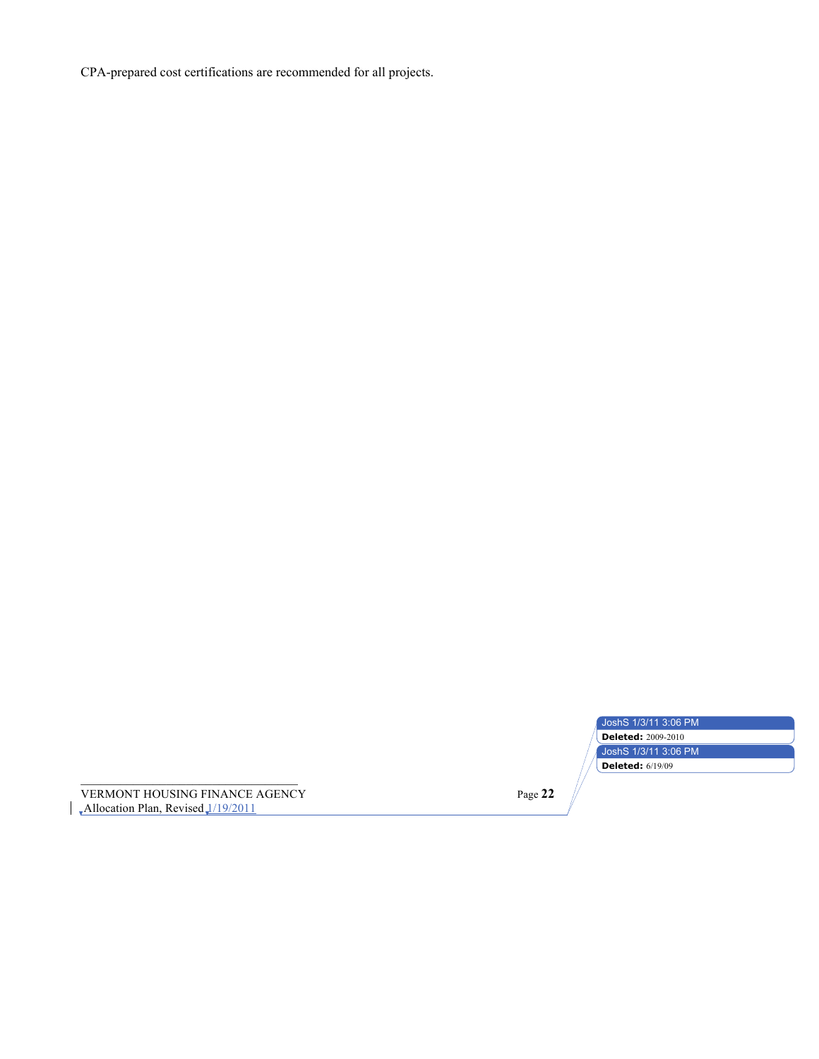CPA-prepared cost certifications are recommended for all projects.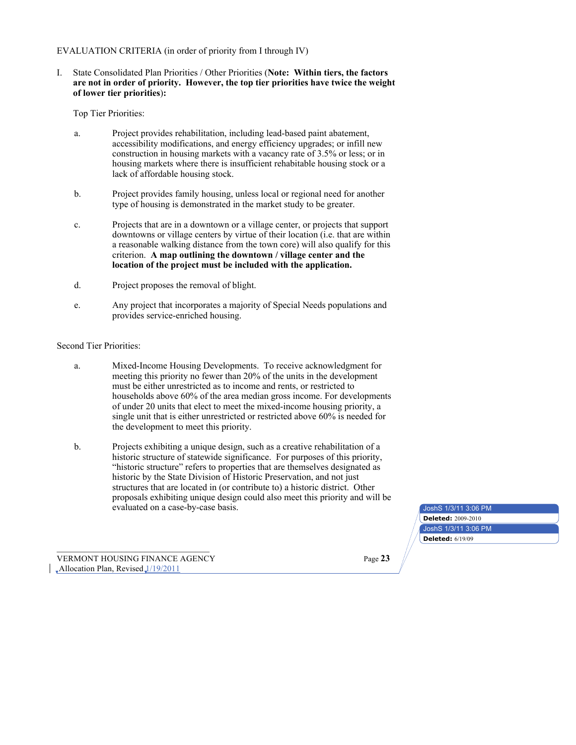EVALUATION CRITERIA (in order of priority from I through IV)

I. State Consolidated Plan Priorities / Other Priorities (**Note: Within tiers, the factors are not in order of priority. However, the top tier priorities have twice the weight of lower tier priorities**):

Top Tier Priorities:

a. Project provides rehabilitation, including lead-based paint abatement, accessibility modifications, and energy efficiency upgrades; or infill new construction in housing markets with a vacancy rate of 3.5% or less; or in housing markets where there is insufficient rehabitable housing stock or a lack of affordable housing stock.

b. Project provides family housing, unless local or regional need for another type of housing is demonstrated in the market study to be greater.

c. Projects that are in a downtown or a village center, or projects that support downtowns or village centers by virtue of their location (i.e. that are within a reasonable walking distance from the town core) will also qualify for this criterion. **A map outlining the downtown / village center and the location of the project must be included with the application.**

d. Project proposes the removal of blight.

e. Any project that incorporates a majority of Special Needs populations and provides service-enriched housing.

Second Tier Priorities:

a. Mixed-Income Housing Developments. To receive acknowledgment for meeting this priority no fewer than 20% of the units in the development must be either unrestricted as to income and rents, or restricted to households above 60% of the area median gross income. For developments of under 20 units that elect to meet the mixed-income housing priority, a single unit that is either unrestricted or restricted above 60% is needed for the development to meet this priority.

b. Projects exhibiting a unique design, such as a creative rehabilitation of a historic structure of statewide significance. For purposes of this priority, "historic structure" refers to properties that are themselves designated as historic by the State Division of Historic Preservation, and not just structures that are located in (or contribute to) a historic district. Other proposals exhibiting unique design could also meet this priority and will be evaluated on a case-by-case basis.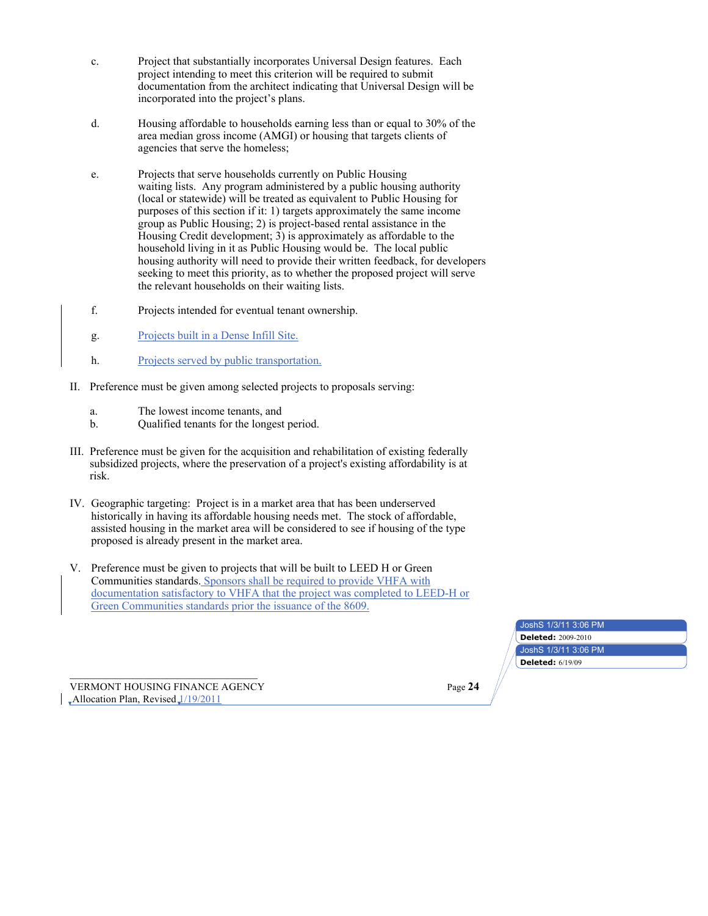c. Project that substantially incorporates Universal Design features. Each project intending to meet this criterion will be required to submit documentation from the architect indicating that Universal Design will be incorporated into the project's plans.

d. Housing affordable to households earning less than or equal to 30% of the area median gross income (AMGI) or housing that targets clients of agencies that serve the homeless;

e. Projects that serve households currently on Public Housing waiting lists. Any program administered by a public housing authority (local or statewide) will be treated as equivalent to Public Housing for purposes of this section if it: 1) targets approximately the same income group as Public Housing; 2) is project-based rental assistance in the Housing Credit development; 3) is approximately as affordable to the household living in it as Public Housing would be. The local public housing authority will need to provide their written feedback, for developers seeking to meet this priority, as to whether the proposed project will serve the relevant households on their waiting lists.

f. Projects intended for eventual tenant ownership.

g. Projects built in a Dense Infill Site.

h. Projects served by public transportation.

II. Preference must be given among selected projects to proposals serving:

a. The lowest income tenants, and
b. Qualified tenants for the longest period.

III. Preference must be given for the acquisition and rehabilitation of existing federally subsidized projects, where the preservation of a project's existing affordability is at risk.

IV. Geographic targeting: Project is in a market area that has been underserved historically in having its affordable housing needs met. The stock of affordable, assisted housing in the market area will be considered to see if housing of the type proposed is already present in the market area.

V. Preference must be given to projects that will be built to LEED H or Green Communities standards. Sponsors shall be required to provide VHFA with documentation satisfactory to VHFA that the project was completed to LEED-H or Green Communities standards prior the issuance of the 8609.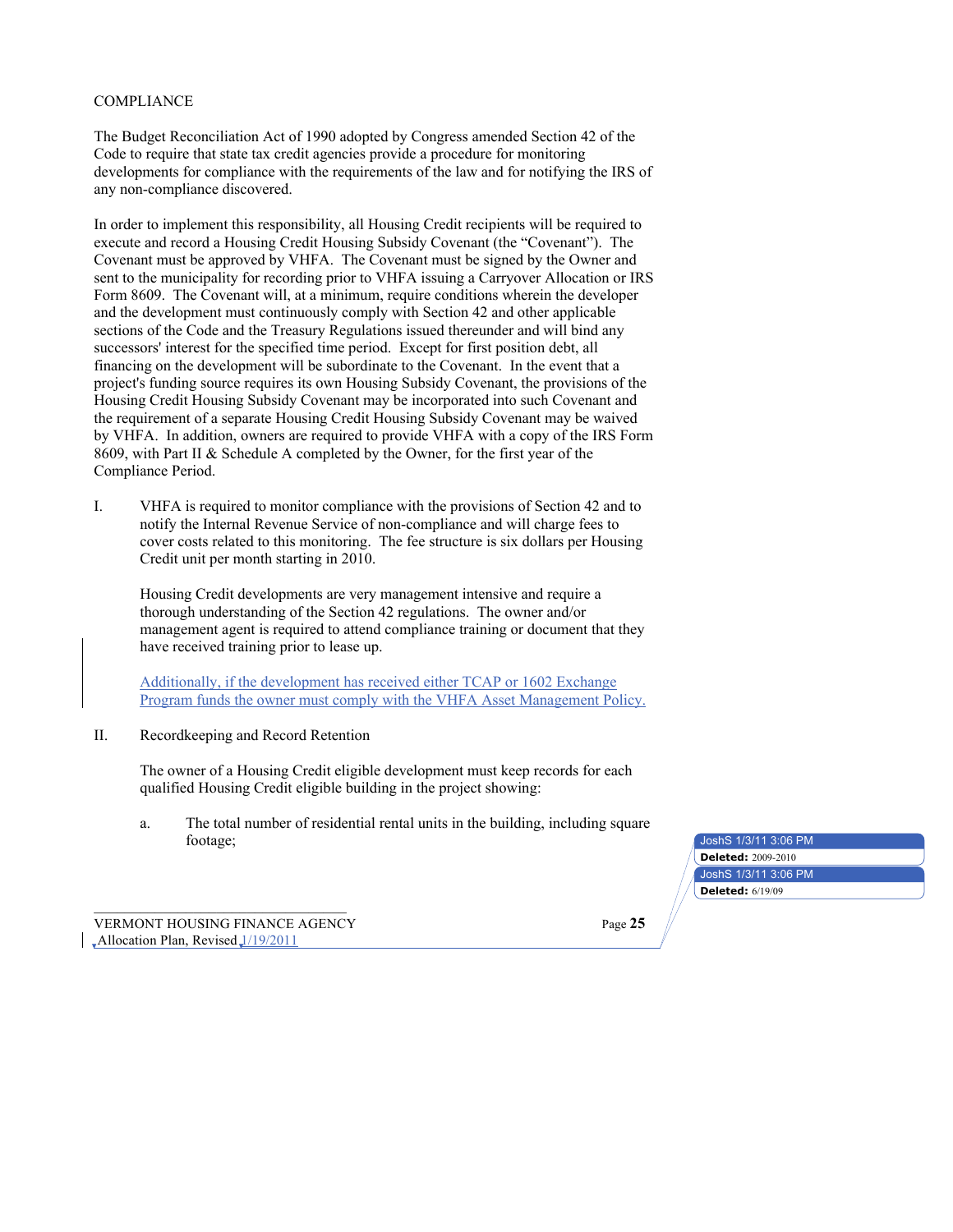COMPLIANCE

The Budget Reconciliation Act of 1990 adopted by Congress amended Section 42 of the Code to require that state tax credit agencies provide a procedure for monitoring developments for compliance with the requirements of the law and for notifying the IRS of any non-compliance discovered.

In order to implement this responsibility, all Housing Credit recipients will be required to execute and record a Housing Credit Housing Subsidy Covenant (the "Covenant"). The Covenant must be approved by VHFA. The Covenant must be signed by the Owner and sent to the municipality for recording prior to VHFA issuing a Carryover Allocation or IRS Form 8609. The Covenant will, at a minimum, require conditions wherein the developer and the development must continuously comply with Section 42 and other applicable sections of the Code and the Treasury Regulations issued thereunder and will bind any successors' interest for the specified time period. Except for first position debt, all financing on the development will be subordinate to the Covenant. In the event that a project's funding source requires its own Housing Subsidy Covenant, the provisions of the Housing Credit Housing Subsidy Covenant may be incorporated into such Covenant and the requirement of a separate Housing Credit Housing Subsidy Covenant may be waived by VHFA. In addition, owners are required to provide VHFA with a copy of the IRS Form 8609, with Part II & Schedule A completed by the Owner, for the first year of the Compliance Period.

I. VHFA is required to monitor compliance with the provisions of Section 42 and to notify the Internal Revenue Service of non-compliance and will charge fees to cover costs related to this monitoring. The fee structure is six dollars per Housing Credit unit per month starting in 2010.

   Housing Credit developments are very management intensive and require a thorough understanding of the Section 42 regulations. The owner and/or management agent is required to attend compliance training or document that they have received training prior to lease up.

   Additionally, if the development has received either TCAP or 1602 Exchange Program funds the owner must comply with the VHFA Asset Management Policy.

II. Recordkeeping and Record Retention

   The owner of a Housing Credit eligible development must keep records for each qualified Housing Credit eligible building in the project showing:

   a. The total number of residential rental units in the building, including square footage;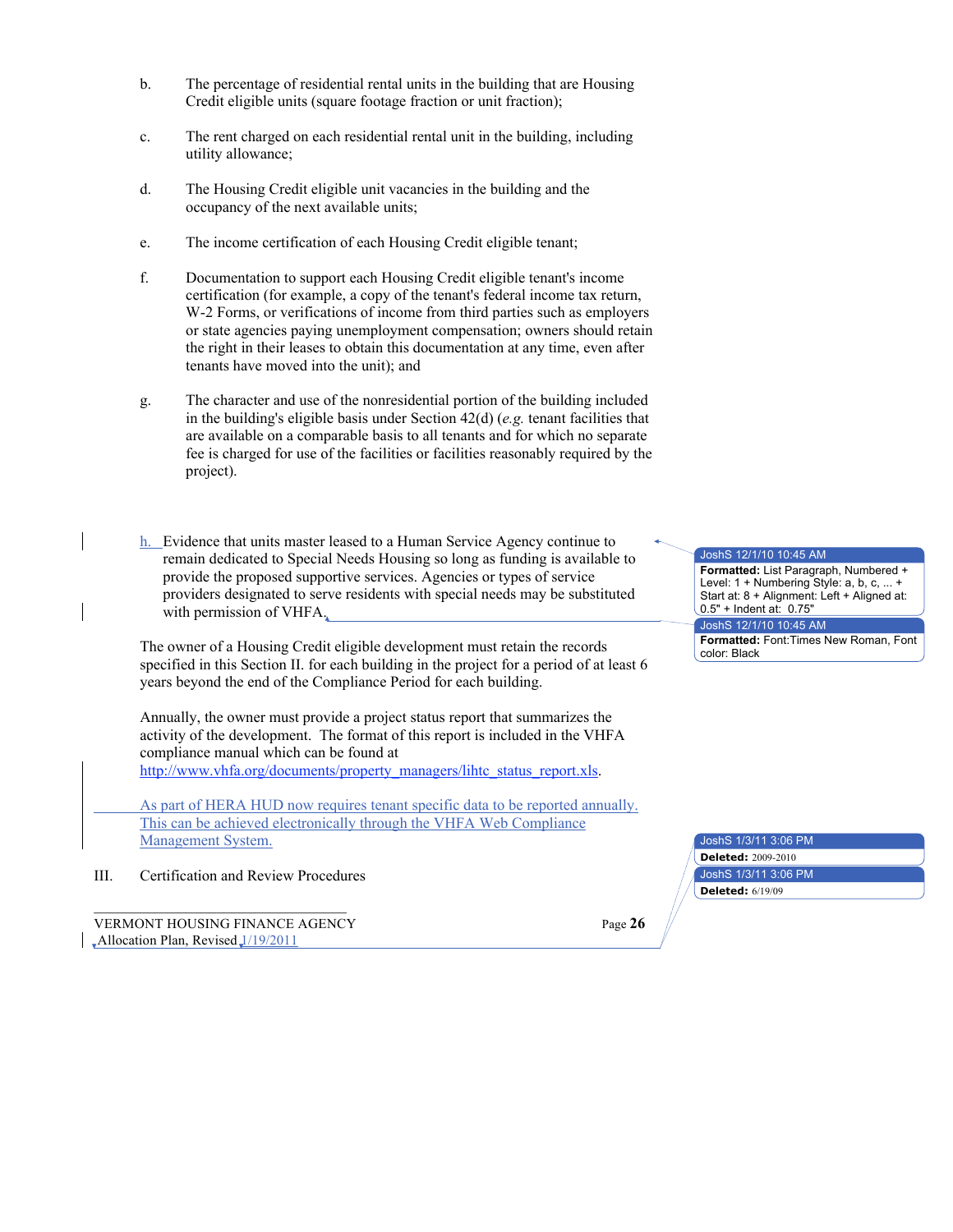b. The percentage of residential rental units in the building that are Housing Credit eligible units (square footage fraction or unit fraction);

c. The rent charged on each residential rental unit in the building, including utility allowance;

d. The Housing Credit eligible unit vacancies in the building and the occupancy of the next available units;

e. The income certification of each Housing Credit eligible tenant;

f. Documentation to support each Housing Credit eligible tenant's income certification (for example, a copy of the tenant's federal income tax return, W-2 Forms, or verifications of income from third parties such as employers or state agencies paying unemployment compensation; owners should retain the right in their leases to obtain this documentation at any time, even after tenants have moved into the unit); and

g. The character and use of the nonresidential portion of the building included in the building's eligible basis under Section 42(d) (*e.g.* tenant facilities that are available on a comparable basis to all tenants and for which no separate fee is charged for use of the facilities or facilities reasonably required by the project).

h. Evidence that units master leased to a Human Service Agency continue to remain dedicated to Special Needs Housing so long as funding is available to provide the proposed supportive services. Agencies or types of service providers designated to serve residents with special needs may be substituted with permission of VHFA.

The owner of a Housing Credit eligible development must retain the records specified in this Section II. for each building in the project for a period of at least 6 years beyond the end of the Compliance Period for each building.

Annually, the owner must provide a project status report that summarizes the activity of the development. The format of this report is included in the VHFA compliance manual which can be found at http://www.vhfa.org/documents/property_managers/lihtc_status_report.xls.

As part of HERA HUD now requires tenant specific data to be reported annually. This can be achieved electronically through the VHFA Web Compliance Management System.

III. Certification and Review Procedures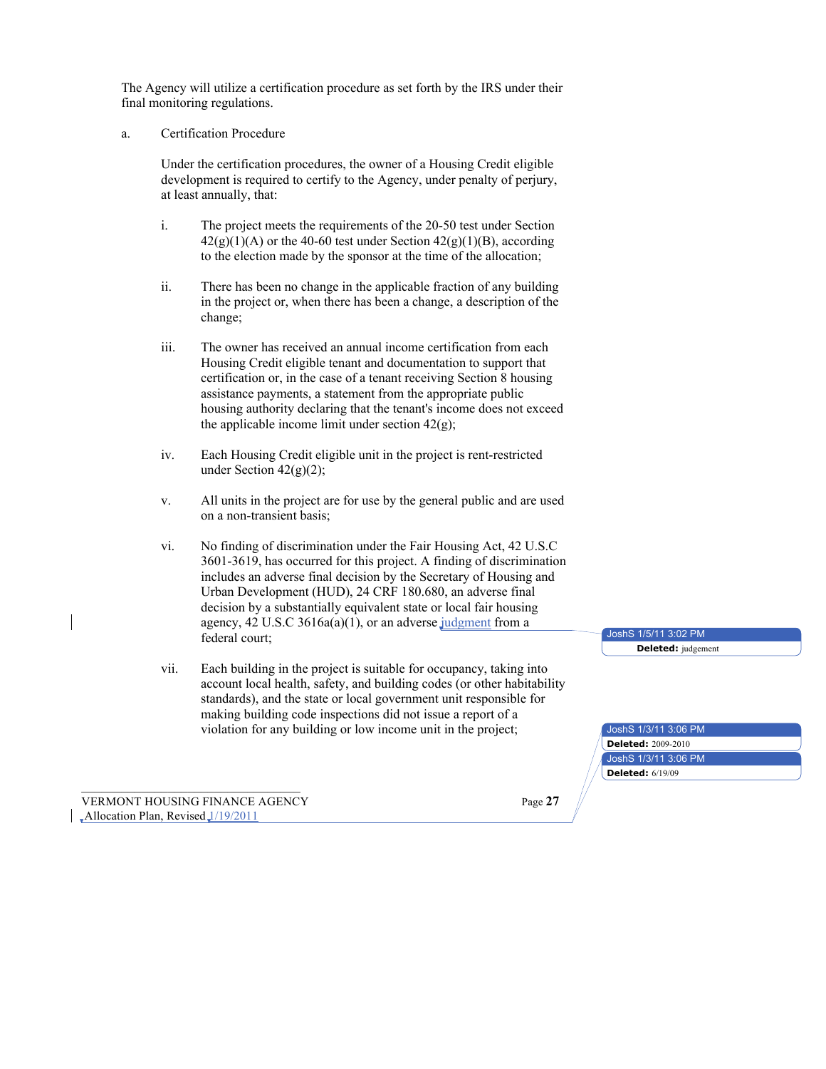The Agency will utilize a certification procedure as set forth by the IRS under their final monitoring regulations.

a. Certification Procedure

Under the certification procedures, the owner of a Housing Credit eligible development is required to certify to the Agency, under penalty of perjury, at least annually, that:

i. The project meets the requirements of the 20-50 test under Section 42(g)(1)(A) or the 40-60 test under Section 42(g)(1)(B), according to the election made by the sponsor at the time of the allocation;

ii. There has been no change in the applicable fraction of any building in the project or, when there has been a change, a description of the change;

iii. The owner has received an annual income certification from each Housing Credit eligible tenant and documentation to support that certification or, in the case of a tenant receiving Section 8 housing assistance payments, a statement from the appropriate public housing authority declaring that the tenant's income does not exceed the applicable income limit under section 42(g);

iv. Each Housing Credit eligible unit in the project is rent-restricted under Section 42(g)(2);

v. All units in the project are for use by the general public and are used on a non-transient basis;

vi. No finding of discrimination under the Fair Housing Act, 42 U.S.C 3601-3619, has occurred for this project. A finding of discrimination includes an adverse final decision by the Secretary of Housing and Urban Development (HUD), 24 CRF 180.680, an adverse final decision by a substantially equivalent state or local fair housing agency, 42 U.S.C 3616a(a)(1), or an adverse judgment from a federal court;

vii. Each building in the project is suitable for occupancy, taking into account local health, safety, and building codes (or other habitability standards), and the state or local government unit responsible for making building code inspections did not issue a report of a violation for any building or low income unit in the project;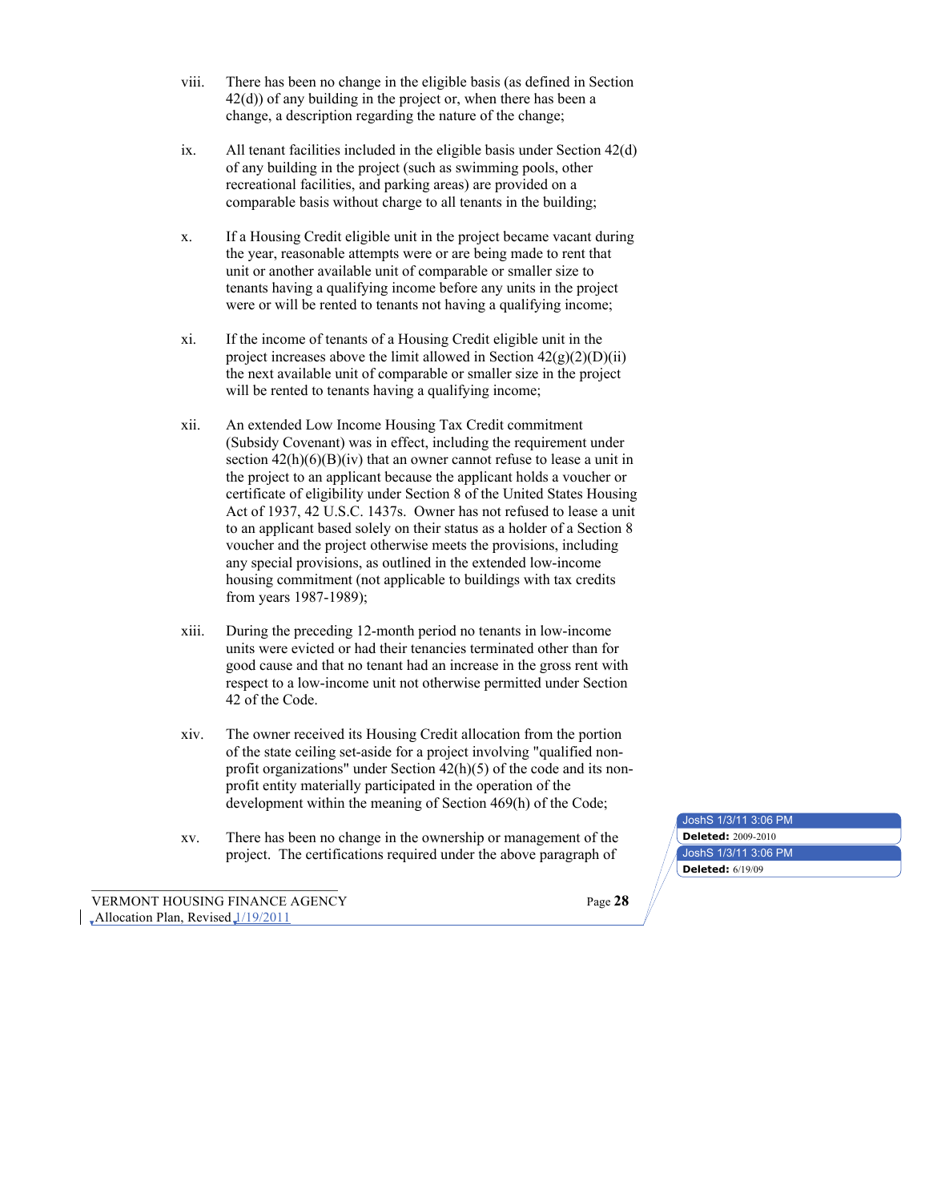viii. There has been no change in the eligible basis (as defined in Section 42(d)) of any building in the project or, when there has been a change, a description regarding the nature of the change;

ix. All tenant facilities included in the eligible basis under Section 42(d) of any building in the project (such as swimming pools, other recreational facilities, and parking areas) are provided on a comparable basis without charge to all tenants in the building;

x. If a Housing Credit eligible unit in the project became vacant during the year, reasonable attempts were or are being made to rent that unit or another available unit of comparable or smaller size to tenants having a qualifying income before any units in the project were or will be rented to tenants not having a qualifying income;

xi. If the income of tenants of a Housing Credit eligible unit in the project increases above the limit allowed in Section 42(g)(2)(D)(ii) the next available unit of comparable or smaller size in the project will be rented to tenants having a qualifying income;

xii. An extended Low Income Housing Tax Credit commitment (Subsidy Covenant) was in effect, including the requirement under section 42(h)(6)(B)(iv) that an owner cannot refuse to lease a unit in the project to an applicant because the applicant holds a voucher or certificate of eligibility under Section 8 of the United States Housing Act of 1937, 42 U.S.C. 1437s. Owner has not refused to lease a unit to an applicant based solely on their status as a holder of a Section 8 voucher and the project otherwise meets the provisions, including any special provisions, as outlined in the extended low-income housing commitment (not applicable to buildings with tax credits from years 1987-1989);

xiii. During the preceding 12-month period no tenants in low-income units were evicted or had their tenancies terminated other than for good cause and that no tenant had an increase in the gross rent with respect to a low-income unit not otherwise permitted under Section 42 of the Code.

xiv. The owner received its Housing Credit allocation from the portion of the state ceiling set-aside for a project involving "qualified non-profit organizations" under Section 42(h)(5) of the code and its non-profit entity materially participated in the operation of the development within the meaning of Section 469(h) of the Code;

xv. There has been no change in the ownership or management of the project. The certifications required under the above paragraph of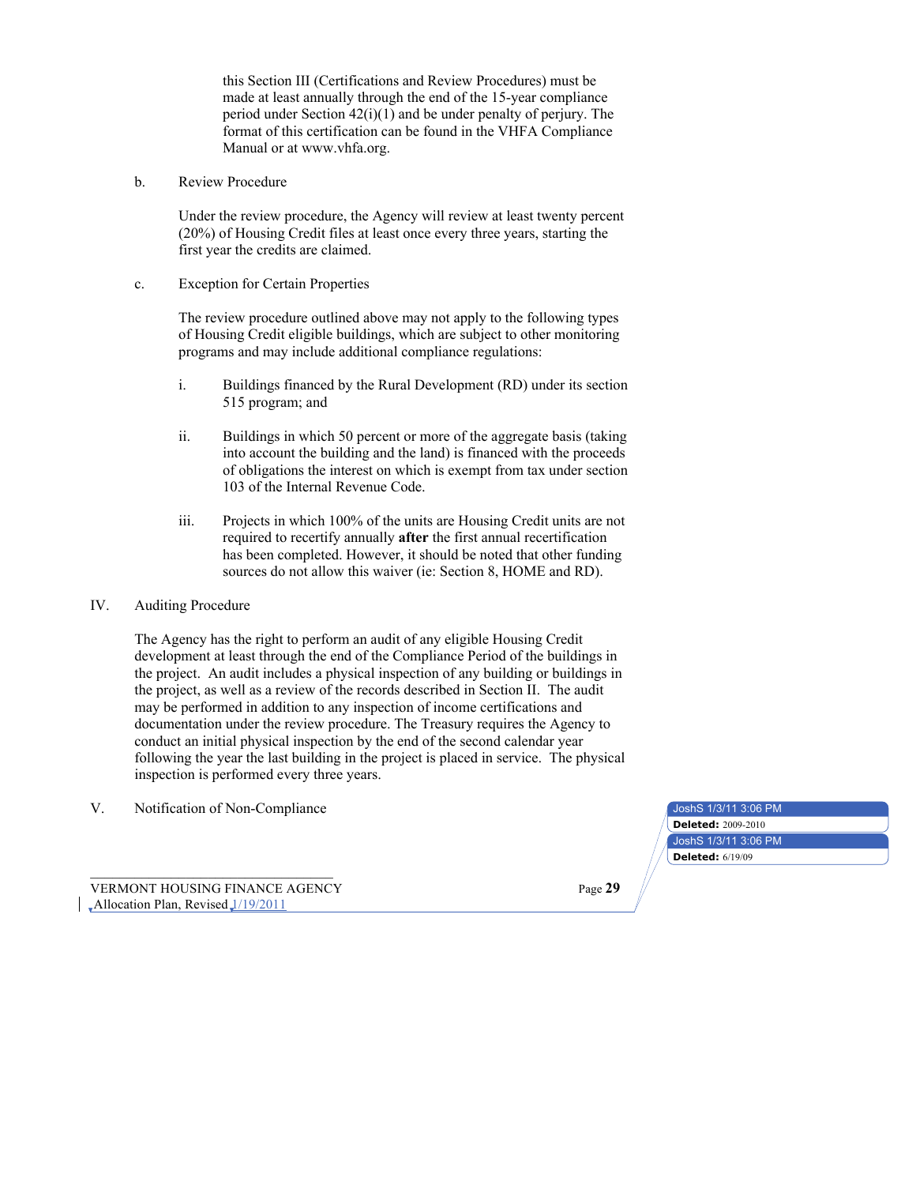this Section III (Certifications and Review Procedures) must be made at least annually through the end of the 15-year compliance period under Section 42(i)(1) and be under penalty of perjury. The format of this certification can be found in the VHFA Compliance Manual or at www.vhfa.org.

b. Review Procedure

Under the review procedure, the Agency will review at least twenty percent (20%) of Housing Credit files at least once every three years, starting the first year the credits are claimed.

c. Exception for Certain Properties

The review procedure outlined above may not apply to the following types of Housing Credit eligible buildings, which are subject to other monitoring programs and may include additional compliance regulations:

i. Buildings financed by the Rural Development (RD) under its section 515 program; and

ii. Buildings in which 50 percent or more of the aggregate basis (taking into account the building and the land) is financed with the proceeds of obligations the interest on which is exempt from tax under section 103 of the Internal Revenue Code.

iii. Projects in which 100% of the units are Housing Credit units are not required to recertify annually **after** the first annual recertification has been completed. However, it should be noted that other funding sources do not allow this waiver (ie: Section 8, HOME and RD).

## IV. Auditing Procedure

The Agency has the right to perform an audit of any eligible Housing Credit development at least through the end of the Compliance Period of the buildings in the project. An audit includes a physical inspection of any building or buildings in the project, as well as a review of the records described in Section II. The audit may be performed in addition to any inspection of income certifications and documentation under the review procedure. The Treasury requires the Agency to conduct an initial physical inspection by the end of the second calendar year following the year the last building in the project is placed in service. The physical inspection is performed every three years.

## V. Notification of Non-Compliance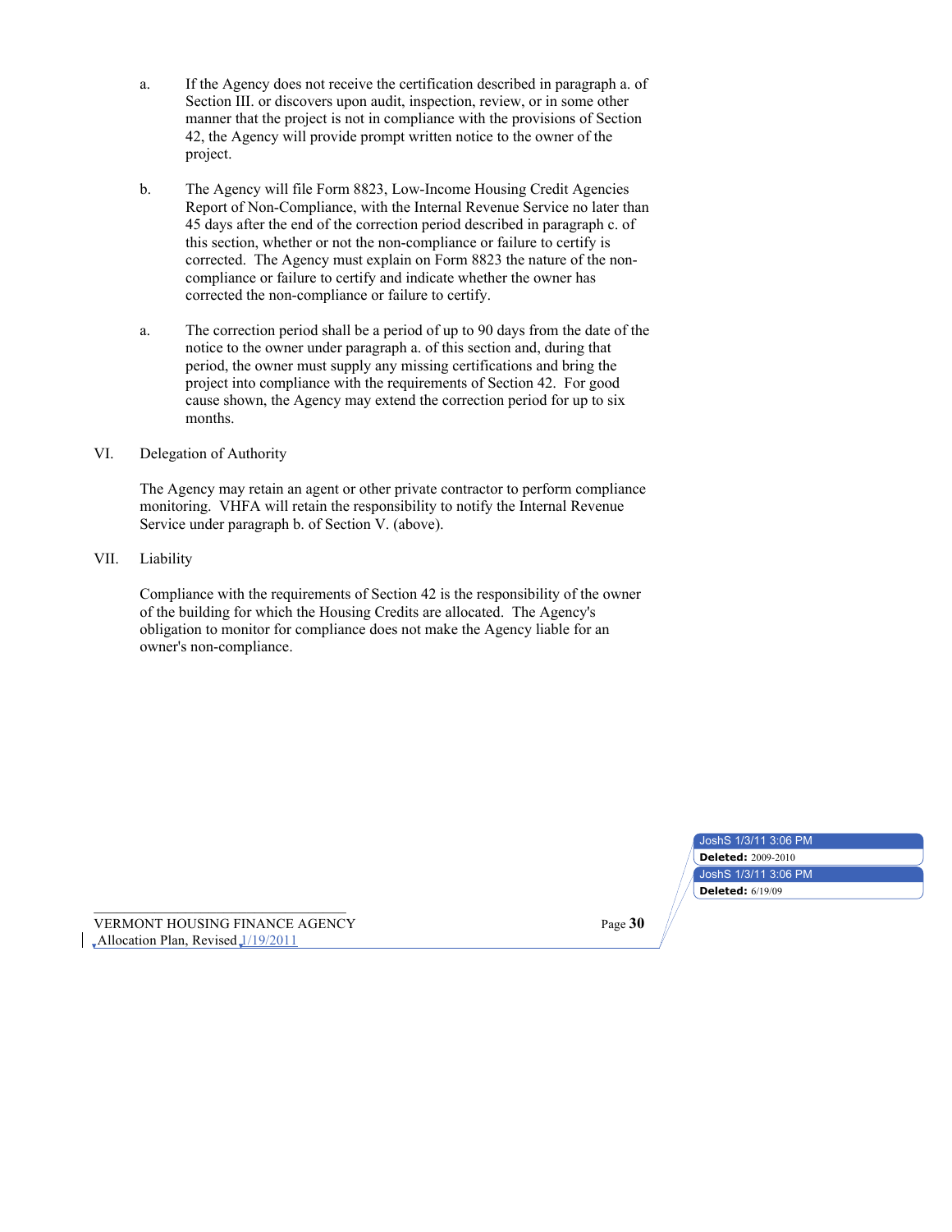a. If the Agency does not receive the certification described in paragraph a. of Section III. or discovers upon audit, inspection, review, or in some other manner that the project is not in compliance with the provisions of Section 42, the Agency will provide prompt written notice to the owner of the project.

b. The Agency will file Form 8823, Low-Income Housing Credit Agencies Report of Non-Compliance, with the Internal Revenue Service no later than 45 days after the end of the correction period described in paragraph c. of this section, whether or not the non-compliance or failure to certify is corrected. The Agency must explain on Form 8823 the nature of the non-compliance or failure to certify and indicate whether the owner has corrected the non-compliance or failure to certify.

a. The correction period shall be a period of up to 90 days from the date of the notice to the owner under paragraph a. of this section and, during that period, the owner must supply any missing certifications and bring the project into compliance with the requirements of Section 42. For good cause shown, the Agency may extend the correction period for up to six months.

VI. Delegation of Authority

The Agency may retain an agent or other private contractor to perform compliance monitoring. VHFA will retain the responsibility to notify the Internal Revenue Service under paragraph b. of Section V. (above).

VII. Liability

Compliance with the requirements of Section 42 is the responsibility of the owner of the building for which the Housing Credits are allocated. The Agency's obligation to monitor for compliance does not make the Agency liable for an owner's non-compliance.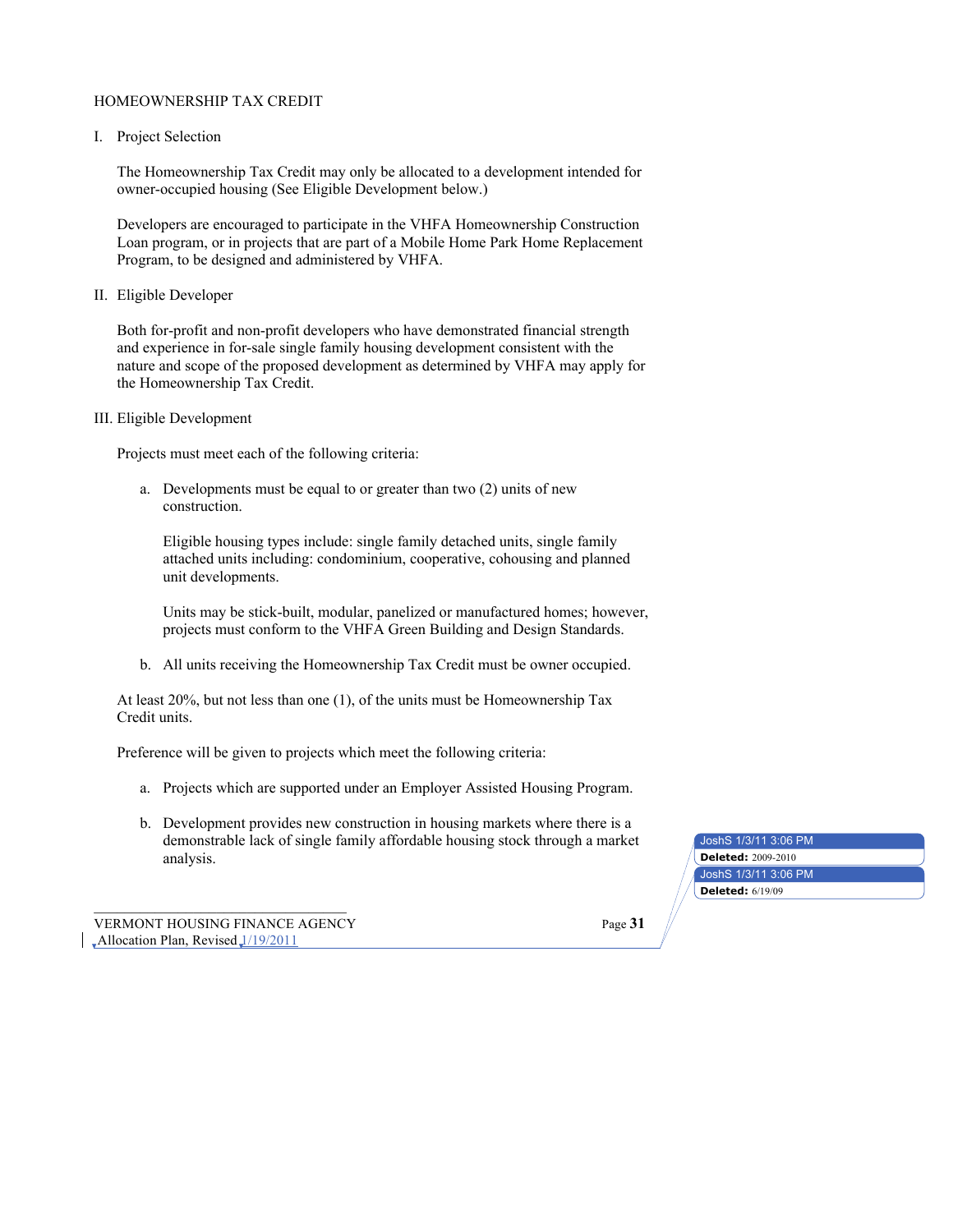HOMEOWNERSHIP TAX CREDIT

I. Project Selection

The Homeownership Tax Credit may only be allocated to a development intended for owner-occupied housing (See Eligible Development below.)

Developers are encouraged to participate in the VHFA Homeownership Construction Loan program, or in projects that are part of a Mobile Home Park Home Replacement Program, to be designed and administered by VHFA.

II. Eligible Developer

Both for-profit and non-profit developers who have demonstrated financial strength and experience in for-sale single family housing development consistent with the nature and scope of the proposed development as determined by VHFA may apply for the Homeownership Tax Credit.

III. Eligible Development

Projects must meet each of the following criteria:

a. Developments must be equal to or greater than two (2) units of new construction.

   Eligible housing types include: single family detached units, single family attached units including: condominium, cooperative, cohousing and planned unit developments.

   Units may be stick-built, modular, panelized or manufactured homes; however, projects must conform to the VHFA Green Building and Design Standards.

b. All units receiving the Homeownership Tax Credit must be owner occupied.

At least 20%, but not less than one (1), of the units must be Homeownership Tax Credit units.

Preference will be given to projects which meet the following criteria:

a. Projects which are supported under an Employer Assisted Housing Program.

b. Development provides new construction in housing markets where there is a demonstrable lack of single family affordable housing stock through a market analysis.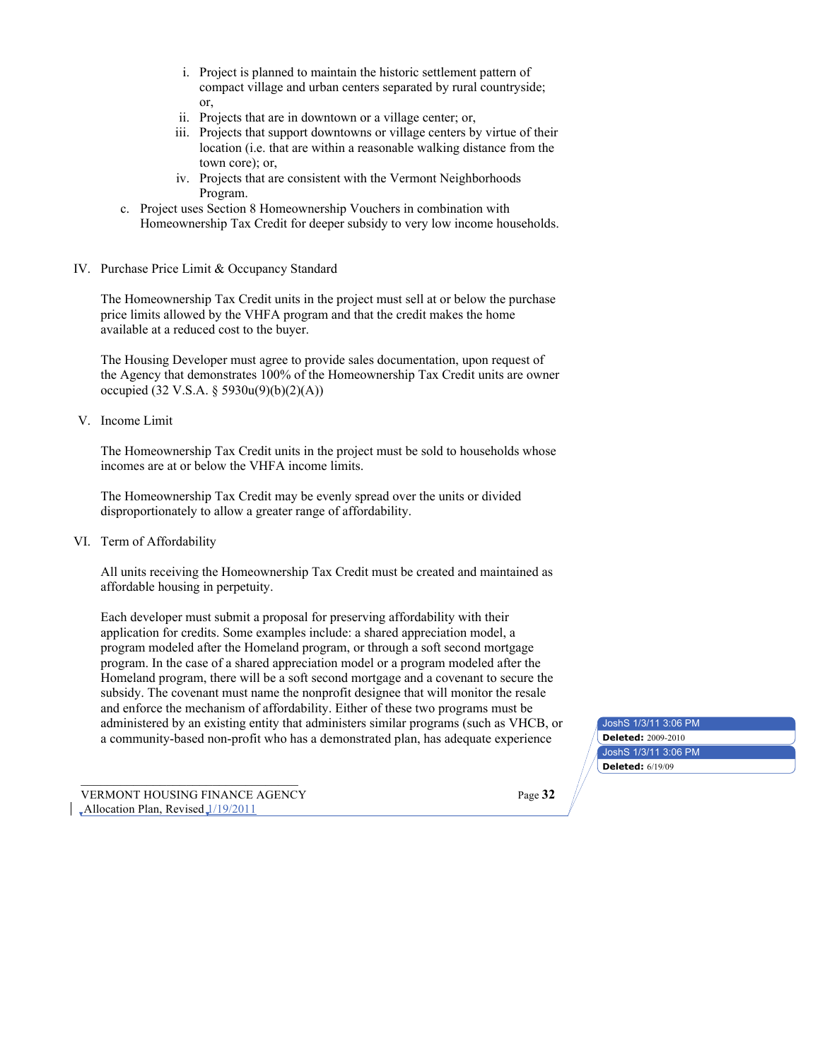i. Project is planned to maintain the historic settlement pattern of compact village and urban centers separated by rural countryside; or,
   ii. Projects that are in downtown or a village center; or,
   iii. Projects that support downtowns or village centers by virtue of their location (i.e. that are within a reasonable walking distance from the town core); or,
   iv. Projects that are consistent with the Vermont Neighborhoods Program.

c. Project uses Section 8 Homeownership Vouchers in combination with Homeownership Tax Credit for deeper subsidy to very low income households.

IV. Purchase Price Limit & Occupancy Standard

The Homeownership Tax Credit units in the project must sell at or below the purchase price limits allowed by the VHFA program and that the credit makes the home available at a reduced cost to the buyer.

The Housing Developer must agree to provide sales documentation, upon request of the Agency that demonstrates 100% of the Homeownership Tax Credit units are owner occupied (32 V.S.A. § 5930u(9)(b)(2)(A))

V. Income Limit

The Homeownership Tax Credit units in the project must be sold to households whose incomes are at or below the VHFA income limits.

The Homeownership Tax Credit may be evenly spread over the units or divided disproportionately to allow a greater range of affordability.

VI. Term of Affordability

All units receiving the Homeownership Tax Credit must be created and maintained as affordable housing in perpetuity.

Each developer must submit a proposal for preserving affordability with their application for credits. Some examples include: a shared appreciation model, a program modeled after the Homeland program, or through a soft second mortgage program. In the case of a shared appreciation model or a program modeled after the Homeland program, there will be a soft second mortgage and a covenant to secure the subsidy. The covenant must name the nonprofit designee that will monitor the resale and enforce the mechanism of affordability. Either of these two programs must be administered by an existing entity that administers similar programs (such as VHCB, or a community-based non-profit who has a demonstrated plan, has adequate experience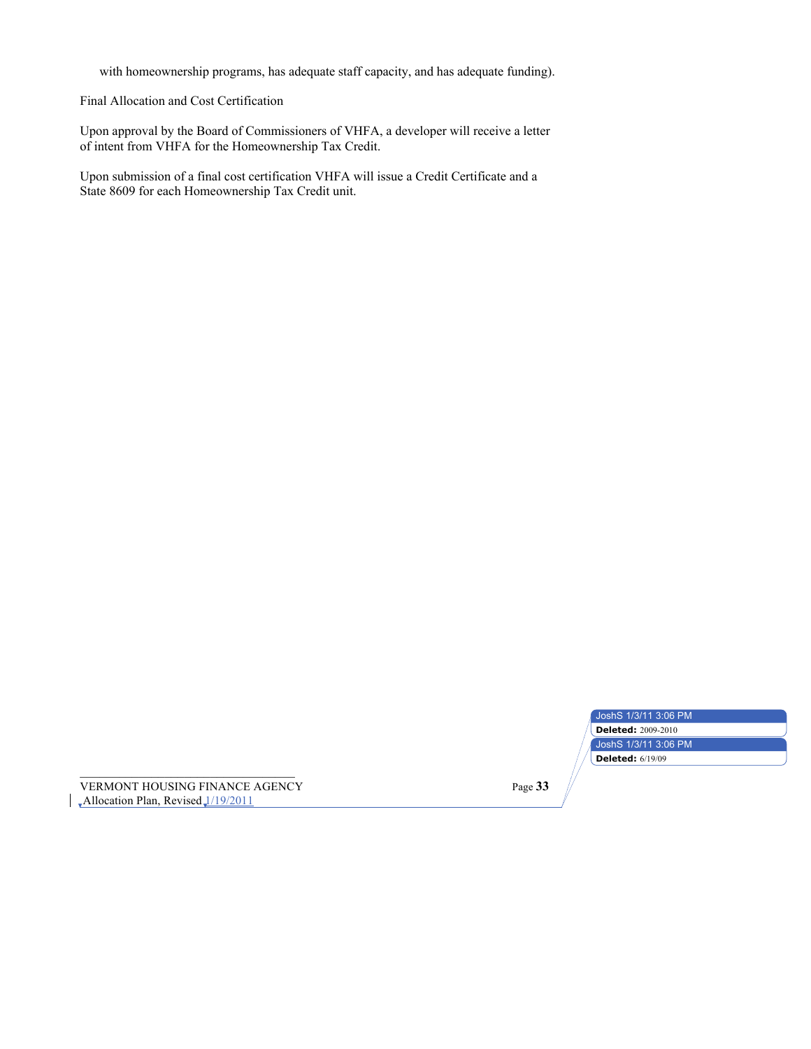with homeownership programs, has adequate staff capacity, and has adequate funding).

Final Allocation and Cost Certification

Upon approval by the Board of Commissioners of VHFA, a developer will receive a letter of intent from VHFA for the Homeownership Tax Credit.

Upon submission of a final cost certification VHFA will issue a Credit Certificate and a State 8609 for each Homeownership Tax Credit unit.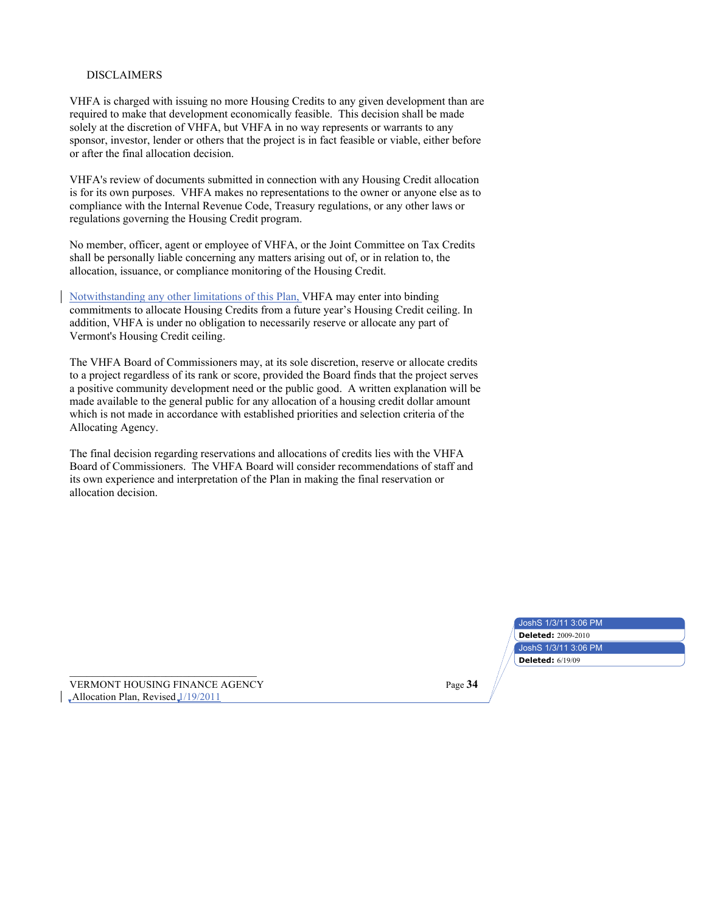DISCLAIMERS

VHFA is charged with issuing no more Housing Credits to any given development than are required to make that development economically feasible. This decision shall be made solely at the discretion of VHFA, but VHFA in no way represents or warrants to any sponsor, investor, lender or others that the project is in fact feasible or viable, either before or after the final allocation decision.

VHFA's review of documents submitted in connection with any Housing Credit allocation is for its own purposes. VHFA makes no representations to the owner or anyone else as to compliance with the Internal Revenue Code, Treasury regulations, or any other laws or regulations governing the Housing Credit program.

No member, officer, agent or employee of VHFA, or the Joint Committee on Tax Credits shall be personally liable concerning any matters arising out of, or in relation to, the allocation, issuance, or compliance monitoring of the Housing Credit.

Notwithstanding any other limitations of this Plan, VHFA may enter into binding commitments to allocate Housing Credits from a future year's Housing Credit ceiling. In addition, VHFA is under no obligation to necessarily reserve or allocate any part of Vermont's Housing Credit ceiling.

The VHFA Board of Commissioners may, at its sole discretion, reserve or allocate credits to a project regardless of its rank or score, provided the Board finds that the project serves a positive community development need or the public good. A written explanation will be made available to the general public for any allocation of a housing credit dollar amount which is not made in accordance with established priorities and selection criteria of the Allocating Agency.

The final decision regarding reservations and allocations of credits lies with the VHFA Board of Commissioners. The VHFA Board will consider recommendations of staff and its own experience and interpretation of the Plan in making the final reservation or allocation decision.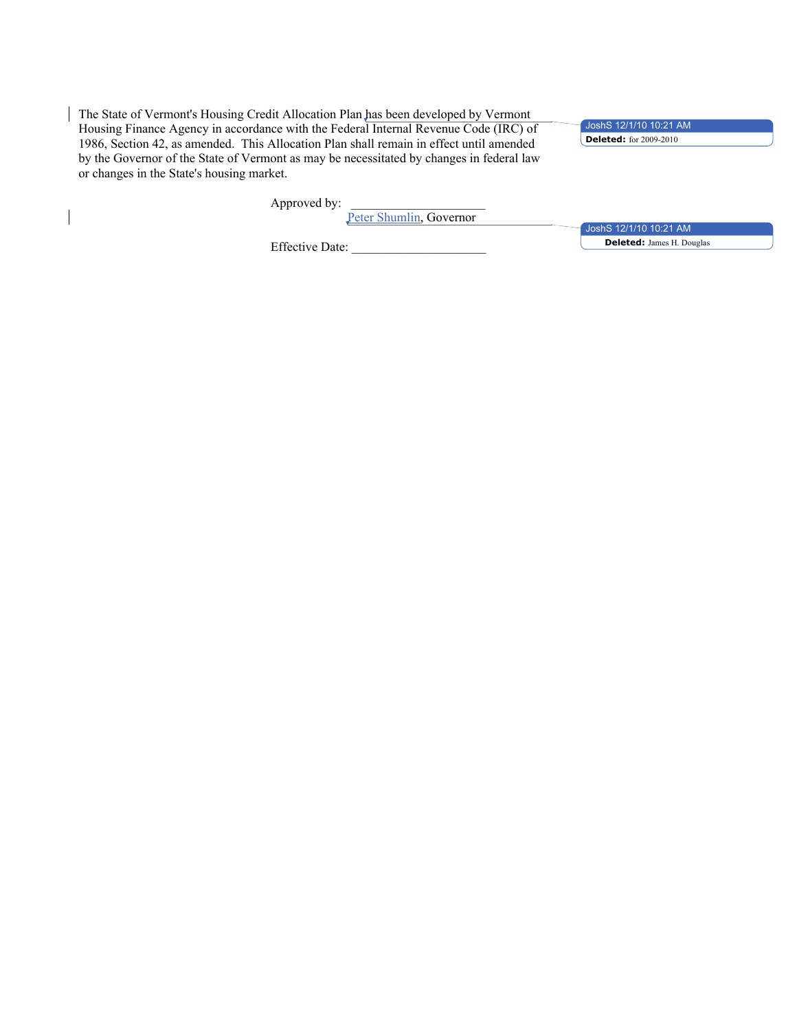The State of Vermont's Housing Credit Allocation Plan has been developed by Vermont Housing Finance Agency in accordance with the Federal Internal Revenue Code (IRC) of 1986, Section 42, as amended. This Allocation Plan shall remain in effect until amended by the Governor of the State of Vermont as may be necessitated by changes in federal law or changes in the State's housing market.

JoshS 12/1/10 10:21 AM
**Deleted:** for 2009-2010

Approved by: ____________________
Peter Shumlin, Governor

JoshS 12/1/10 10:21 AM
**Deleted:** James H. Douglas

Effective Date: ____________________